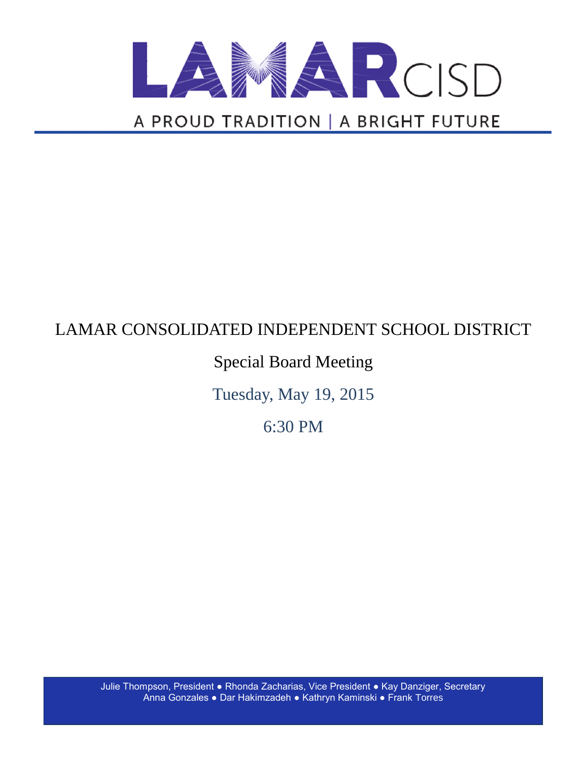# LAMAR CISD

A PROUD TRADITION | A BRIGHT FUTURE

LAMAR CONSOLIDATED INDEPENDENT SCHOOL DISTRICT

Special Board Meeting

Tuesday, May 19, 2015

6:30 PM

Julie Thompson, President ● Rhonda Zacharias, Vice President ● Kay Danziger, Secretary
Anna Gonzales ● Dar Hakimzadeh ● Kathryn Kaminski ● Frank Torres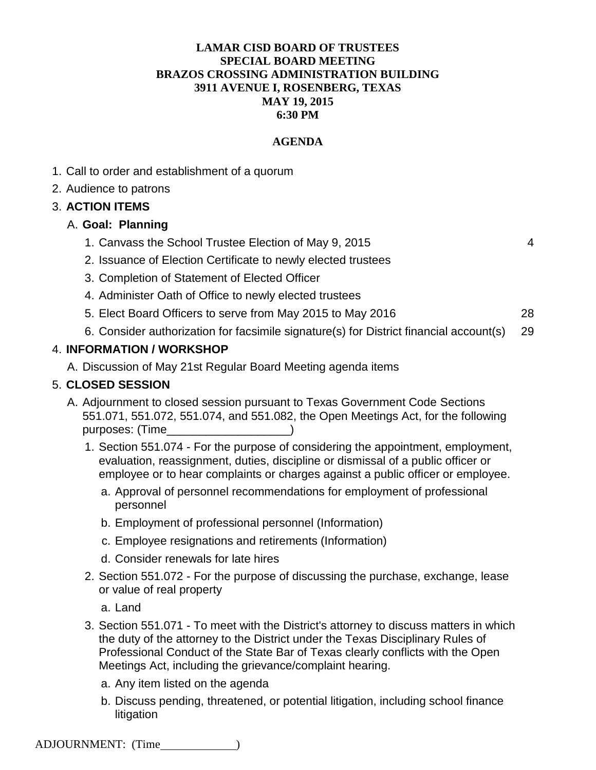**LAMAR CISD BOARD OF TRUSTEES**
**SPECIAL BOARD MEETING**
**BRAZOS CROSSING ADMINISTRATION BUILDING**
**3911 AVENUE I, ROSENBERG, TEXAS**
**MAY 19, 2015**
**6:30 PM**

**AGENDA**

1. Call to order and establishment of a quorum
2. Audience to patrons
3. **ACTION ITEMS**
   A. **Goal: Planning**
      1. Canvass the School Trustee Election of May 9, 2015 — 4
      2. Issuance of Election Certificate to newly elected trustees
      3. Completion of Statement of Elected Officer
      4. Administer Oath of Office to newly elected trustees
      5. Elect Board Officers to serve from May 2015 to May 2016 — 28
      6. Consider authorization for facsimile signature(s) for District financial account(s) — 29
4. **INFORMATION / WORKSHOP**
   A. Discussion of May 21st Regular Board Meeting agenda items
5. **CLOSED SESSION**
   A. Adjournment to closed session pursuant to Texas Government Code Sections 551.071, 551.072, 551.074, and 551.082, the Open Meetings Act, for the following purposes: (Time___________________)
      1. Section 551.074 - For the purpose of considering the appointment, employment, evaluation, reassignment, duties, discipline or dismissal of a public officer or employee or to hear complaints or charges against a public officer or employee.
         a. Approval of personnel recommendations for employment of professional personnel
         b. Employment of professional personnel (Information)
         c. Employee resignations and retirements (Information)
         d. Consider renewals for late hires
      2. Section 551.072 - For the purpose of discussing the purchase, exchange, lease or value of real property
         a. Land
      3. Section 551.071 - To meet with the District's attorney to discuss matters in which the duty of the attorney to the District under the Texas Disciplinary Rules of Professional Conduct of the State Bar of Texas clearly conflicts with the Open Meetings Act, including the grievance/complaint hearing.
         a. Any item listed on the agenda
         b. Discuss pending, threatened, or potential litigation, including school finance litigation

ADJOURNMENT: (Time_____________)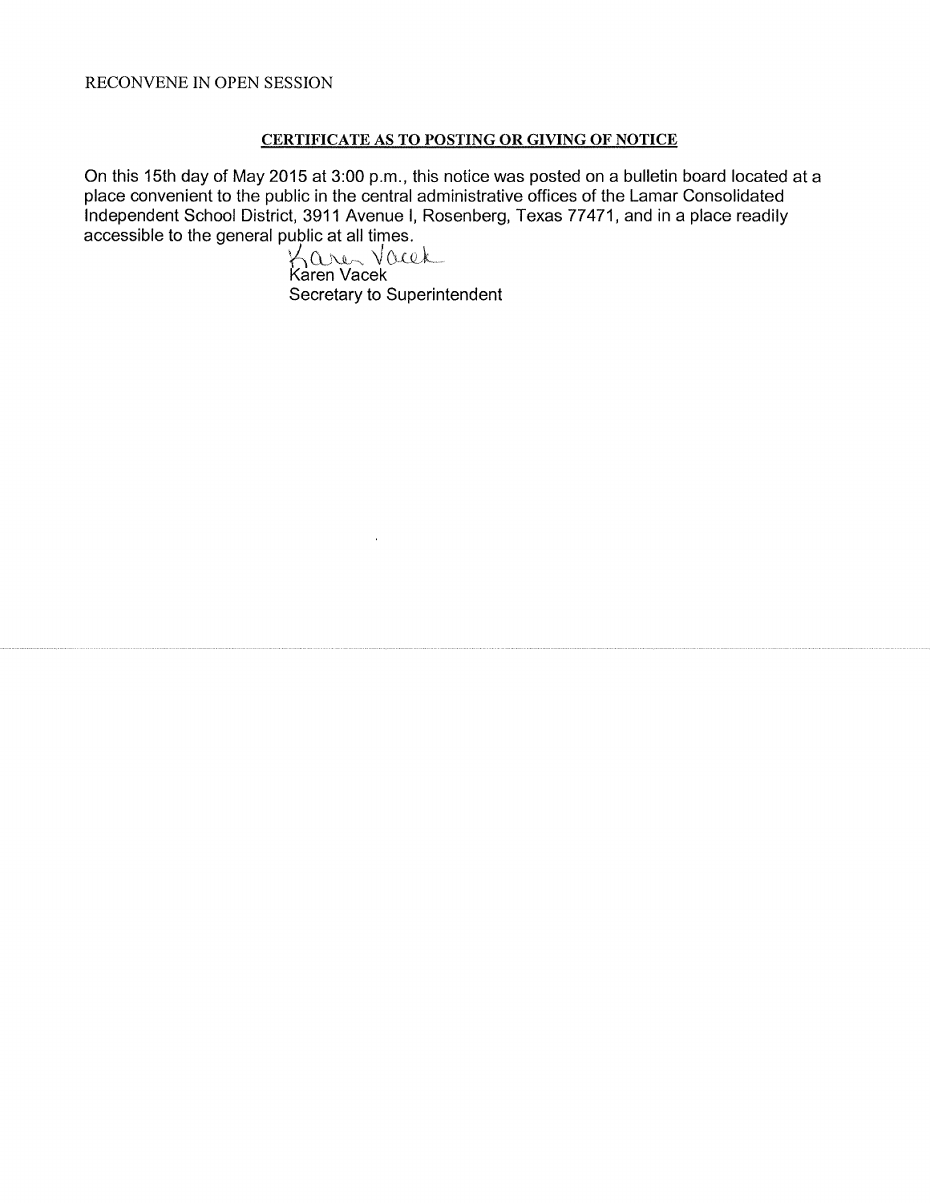RECONVENE IN OPEN SESSION

## CERTIFICATE AS TO POSTING OR GIVING OF NOTICE

On this 15th day of May 2015 at 3:00 p.m., this notice was posted on a bulletin board located at a place convenient to the public in the central administrative offices of the Lamar Consolidated Independent School District, 3911 Avenue I, Rosenberg, Texas 77471, and in a place readily accessible to the general public at all times.

Karen Vacek

Karen Vacek
Secretary to Superintendent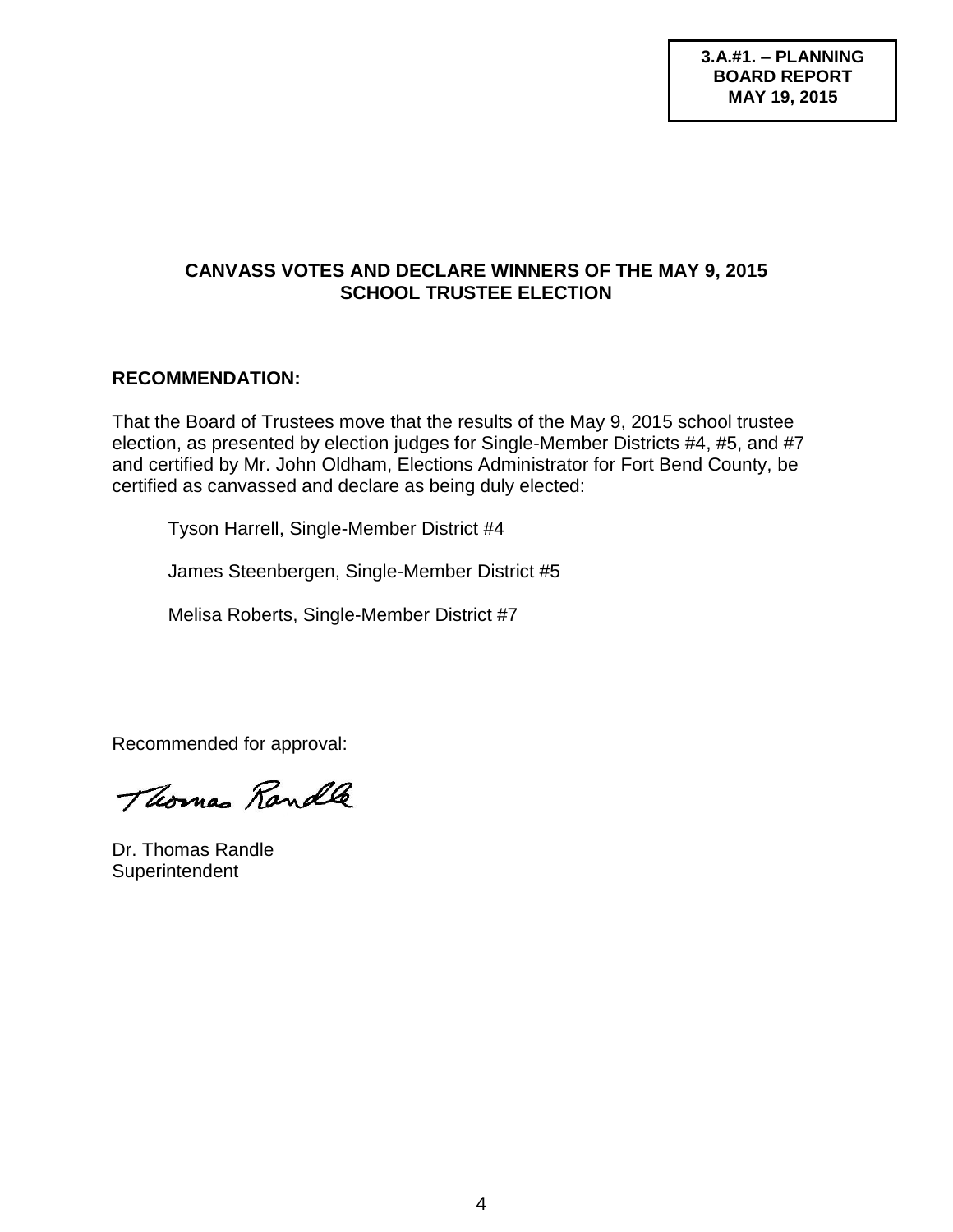**3.A.#1. – PLANNING BOARD REPORT MAY 19, 2015**

## CANVASS VOTES AND DECLARE WINNERS OF THE MAY 9, 2015 SCHOOL TRUSTEE ELECTION

**RECOMMENDATION:**

That the Board of Trustees move that the results of the May 9, 2015 school trustee election, as presented by election judges for Single-Member Districts #4, #5, and #7 and certified by Mr. John Oldham, Elections Administrator for Fort Bend County, be certified as canvassed and declare as being duly elected:

Tyson Harrell, Single-Member District #4

James Steenbergen, Single-Member District #5

Melisa Roberts, Single-Member District #7

Recommended for approval:

Thomas Randle

Dr. Thomas Randle
Superintendent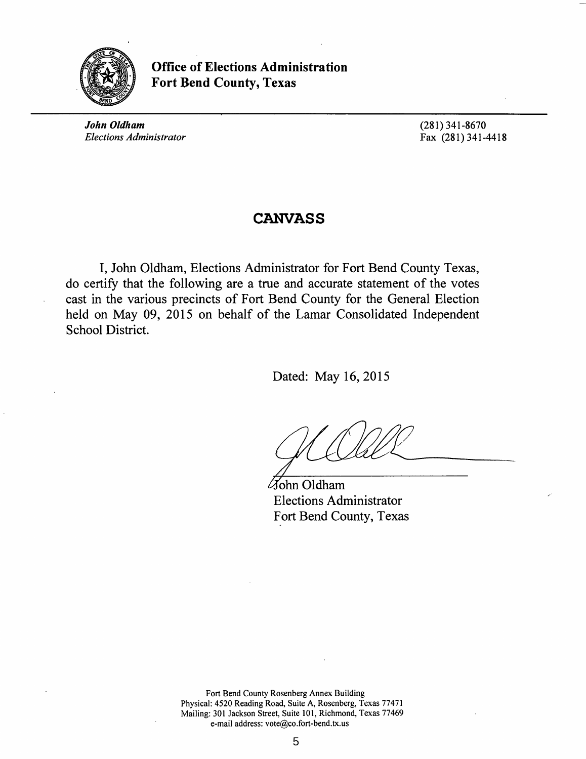**Office of Elections Administration**
**Fort Bend County, Texas**

---

***John Oldham***
*Elections Administrator*

(281) 341-8670
Fax (281) 341-4418

# CANVASS

I, John Oldham, Elections Administrator for Fort Bend County Texas, do certify that the following are a true and accurate statement of the votes cast in the various precincts of Fort Bend County for the General Election held on May 09, 2015 on behalf of the Lamar Consolidated Independent School District.

Dated: May 16, 2015

John Oldham
Elections Administrator
Fort Bend County, Texas

Fort Bend County Rosenberg Annex Building
Physical: 4520 Reading Road, Suite A, Rosenberg, Texas 77471
Mailing: 301 Jackson Street, Suite 101, Richmond, Texas 77469
e-mail address: vote@co.fort-bend.tx.us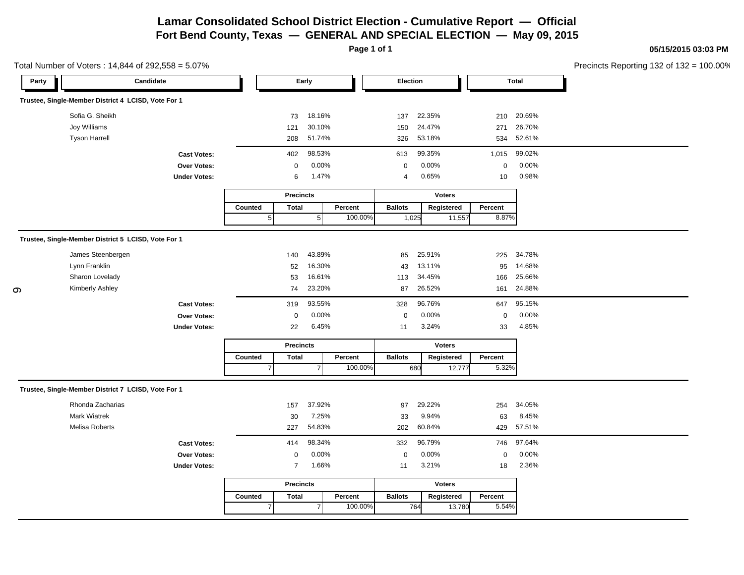# Lamar Consolidated School District Election - Cumulative Report — Official

## Fort Bend County, Texas — GENERAL AND SPECIAL ELECTION — May 09, 2015

05/15/2015 03:03 PM

Total Number of Voters : 14,844 of 292,558 = 5.07%

Precincts Reporting 132 of 132 = 100.00%

### Trustee, Single-Member District 4 LCISD, Vote For 1

| Party | Candidate | Early | | Election | | Total | |
|---|---|---|---|---|---|---|---|
| | Sofia G. Sheikh | 73 | 18.16% | 137 | 22.35% | 210 | 20.69% |
| | Joy Williams | 121 | 30.10% | 150 | 24.47% | 271 | 26.70% |
| | Tyson Harrell | 208 | 51.74% | 326 | 53.18% | 534 | 52.61% |
| | **Cast Votes:** | 402 | 98.53% | 613 | 99.35% | 1,015 | 99.02% |
| | **Over Votes:** | 0 | 0.00% | 0 | 0.00% | 0 | 0.00% |
| | **Under Votes:** | 6 | 1.47% | 4 | 0.65% | 10 | 0.98% |

| Precincts | | | Voters | | |
|---|---|---|---|---|---|
| Counted | Total | Percent | Ballots | Registered | Percent |
| 5 | 5 | 100.00% | 1,025 | 11,557 | 8.87% |

### Trustee, Single-Member District 5 LCISD, Vote For 1

| Party | Candidate | Early | | Election | | Total | |
|---|---|---|---|---|---|---|---|
| | James Steenbergen | 140 | 43.89% | 85 | 25.91% | 225 | 34.78% |
| | Lynn Franklin | 52 | 16.30% | 43 | 13.11% | 95 | 14.68% |
| | Sharon Lovelady | 53 | 16.61% | 113 | 34.45% | 166 | 25.66% |
| | Kimberly Ashley | 74 | 23.20% | 87 | 26.52% | 161 | 24.88% |
| | **Cast Votes:** | 319 | 93.55% | 328 | 96.76% | 647 | 95.15% |
| | **Over Votes:** | 0 | 0.00% | 0 | 0.00% | 0 | 0.00% |
| | **Under Votes:** | 22 | 6.45% | 11 | 3.24% | 33 | 4.85% |

| Precincts | | | Voters | | |
|---|---|---|---|---|---|
| Counted | Total | Percent | Ballots | Registered | Percent |
| 7 | 7 | 100.00% | 680 | 12,777 | 5.32% |

### Trustee, Single-Member District 7 LCISD, Vote For 1

| Party | Candidate | Early | | Election | | Total | |
|---|---|---|---|---|---|---|---|
| | Rhonda Zacharias | 157 | 37.92% | 97 | 29.22% | 254 | 34.05% |
| | Mark Wiatrek | 30 | 7.25% | 33 | 9.94% | 63 | 8.45% |
| | Melisa Roberts | 227 | 54.83% | 202 | 60.84% | 429 | 57.51% |
| | **Cast Votes:** | 414 | 98.34% | 332 | 96.79% | 746 | 97.64% |
| | **Over Votes:** | 0 | 0.00% | 0 | 0.00% | 0 | 0.00% |
| | **Under Votes:** | 7 | 1.66% | 11 | 3.21% | 18 | 2.36% |

| Precincts | | | Voters | | |
|---|---|---|---|---|---|
| Counted | Total | Percent | Ballots | Registered | Percent |
| 7 | 7 | 100.00% | 764 | 13,780 | 5.54% |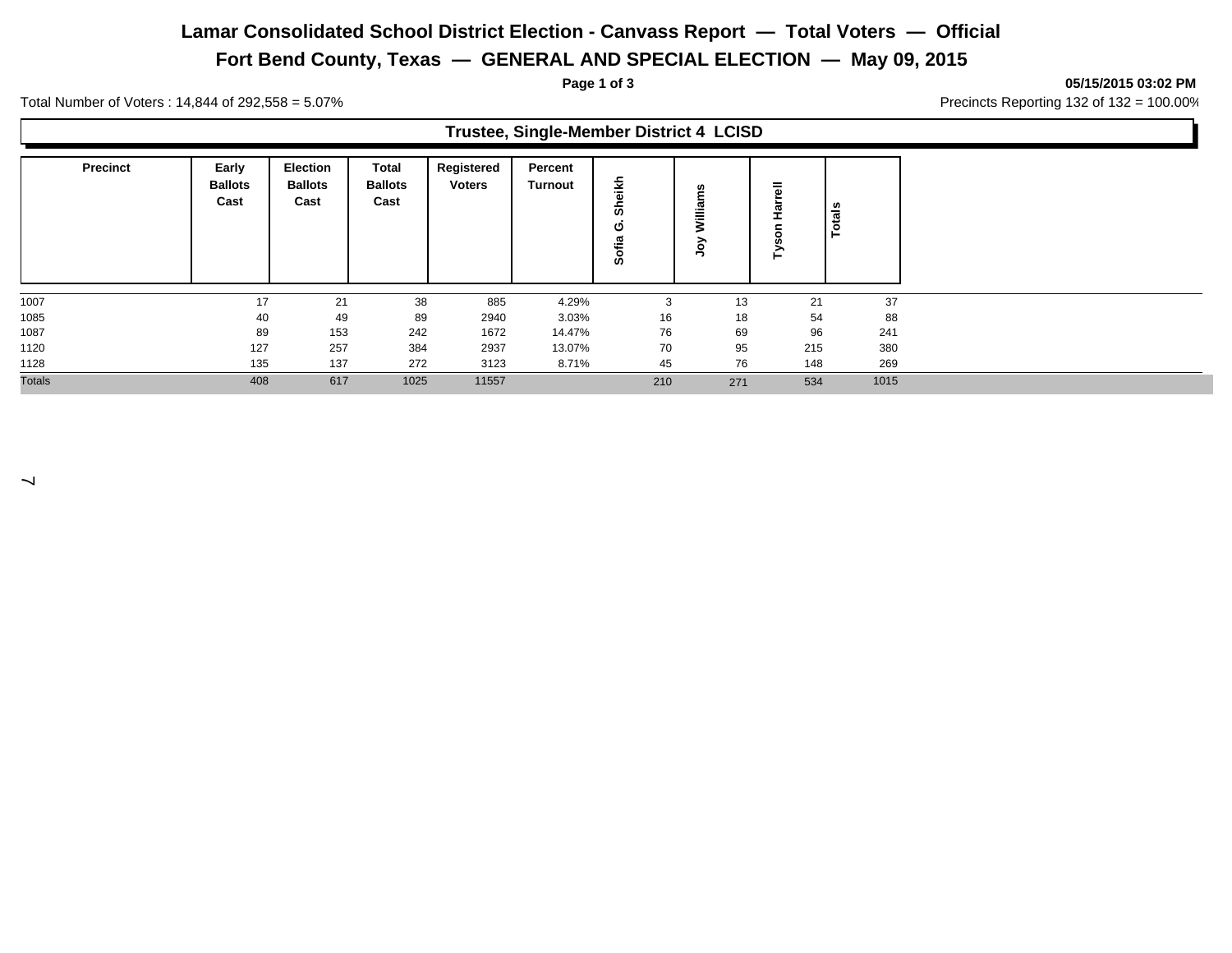# Lamar Consolidated School District Election - Canvass Report — Total Voters — Official

## Fort Bend County, Texas — GENERAL AND SPECIAL ELECTION — May 09, 2015

**Page 1 of 3** **05/15/2015 03:02 PM**

Total Number of Voters : 14,844 of 292,558 = 5.07%

Precincts Reporting 132 of 132 = 100.00%

### Trustee, Single-Member District 4 LCISD

| Precinct | Early Ballots Cast | Election Ballots Cast | Total Ballots Cast | Registered Voters | Percent Turnout | Sofia G. Sheikh | Joy Williams | Tyson Harrell | Totals |
|---|---|---|---|---|---|---|---|---|---|
| 1007 | 17 | 21 | 38 | 885 | 4.29% | 3 | 13 | 21 | 37 |
| 1085 | 40 | 49 | 89 | 2940 | 3.03% | 16 | 18 | 54 | 88 |
| 1087 | 89 | 153 | 242 | 1672 | 14.47% | 76 | 69 | 96 | 241 |
| 1120 | 127 | 257 | 384 | 2937 | 13.07% | 70 | 95 | 215 | 380 |
| 1128 | 135 | 137 | 272 | 3123 | 8.71% | 45 | 76 | 148 | 269 |
| Totals | 408 | 617 | 1025 | 11557 | | 210 | 271 | 534 | 1015 |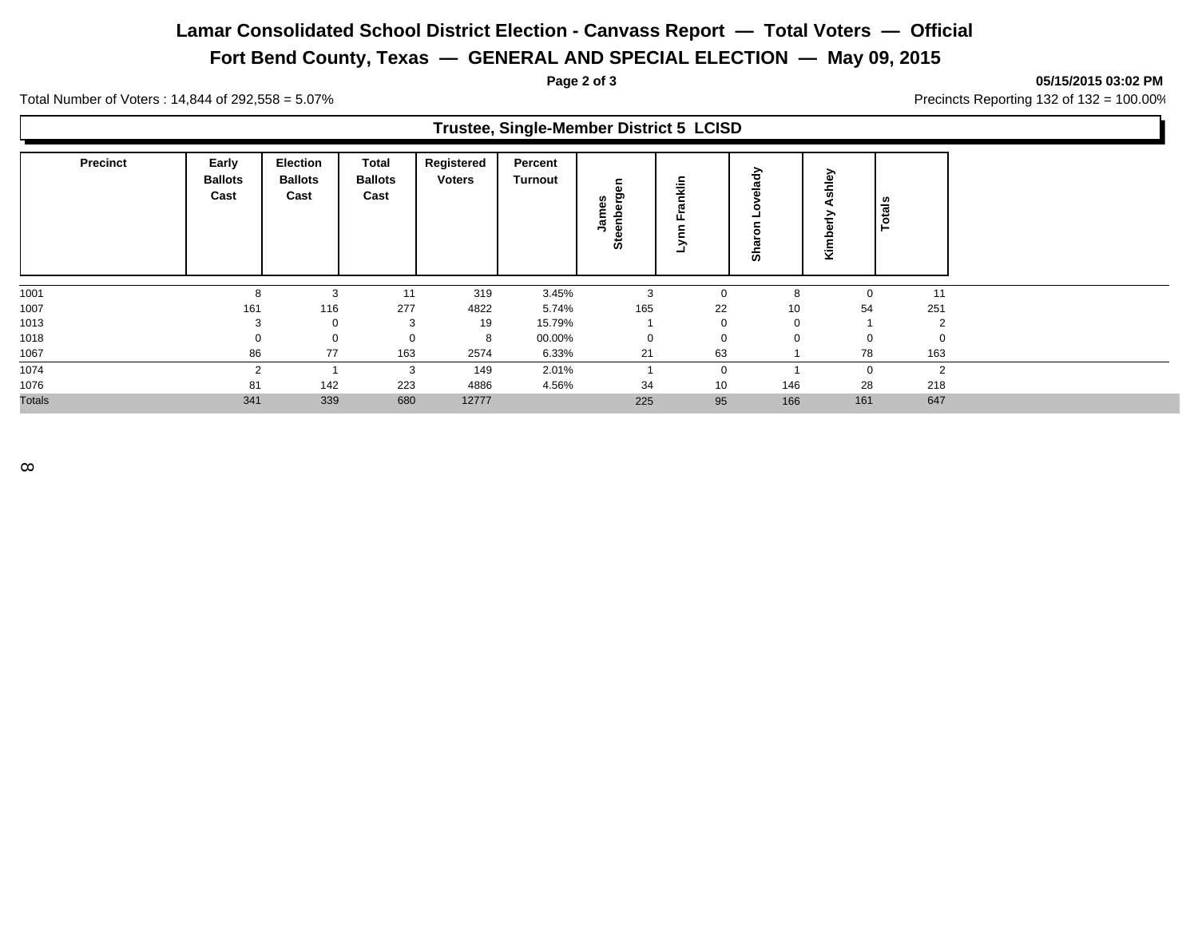# Lamar Consolidated School District Election - Canvass Report — Total Voters — Official

## Fort Bend County, Texas — GENERAL AND SPECIAL ELECTION — May 09, 2015

05/15/2015 03:02 PM

Total Number of Voters : 14,844 of 292,558 = 5.07%

Precincts Reporting 132 of 132 = 100.00%

### Trustee, Single-Member District 5 LCISD

| Precinct | Early Ballots Cast | Election Ballots Cast | Total Ballots Cast | Registered Voters | Percent Turnout | James Steenbergen | Lynn Franklin | Sharon Lovelady | Kimberly Ashley | Totals |
|---|---|---|---|---|---|---|---|---|---|---|
| 1001 | 8 | 3 | 11 | 319 | 3.45% | 3 | 0 | 8 | 0 | 11 |
| 1007 | 161 | 116 | 277 | 4822 | 5.74% | 165 | 22 | 10 | 54 | 251 |
| 1013 | 3 | 0 | 3 | 19 | 15.79% | 1 | 0 | 0 | 1 | 2 |
| 1018 | 0 | 0 | 0 | 8 | 00.00% | 0 | 0 | 0 | 0 | 0 |
| 1067 | 86 | 77 | 163 | 2574 | 6.33% | 21 | 63 | 1 | 78 | 163 |
| 1074 | 2 | 1 | 3 | 149 | 2.01% | 1 | 0 | 1 | 0 | 2 |
| 1076 | 81 | 142 | 223 | 4886 | 4.56% | 34 | 10 | 146 | 28 | 218 |
| Totals | 341 | 339 | 680 | 12777 | | 225 | 95 | 166 | 161 | 647 |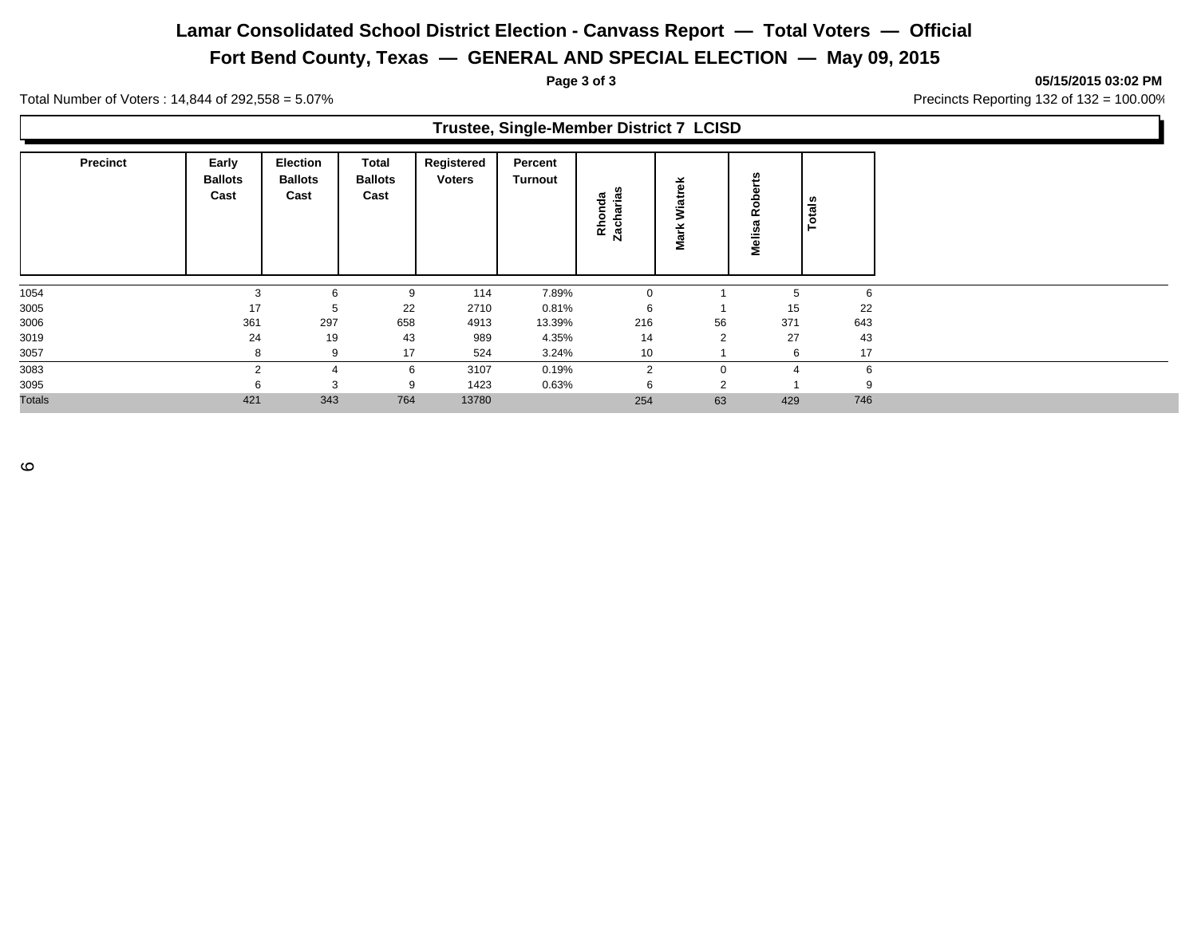# Lamar Consolidated School District Election - Canvass Report — Total Voters — Official

## Fort Bend County, Texas — GENERAL AND SPECIAL ELECTION — May 09, 2015

05/15/2015 03:02 PM

Total Number of Voters : 14,844 of 292,558 = 5.07%

Precincts Reporting 132 of 132 = 100.00%

### Trustee, Single-Member District 7 LCISD

| Precinct | Early Ballots Cast | Election Ballots Cast | Total Ballots Cast | Registered Voters | Percent Turnout | Rhonda Zacharias | Mark Wiatrek | Melisa Roberts | Totals |
|---|---|---|---|---|---|---|---|---|---|
| 1054 | 3 | 6 | 9 | 114 | 7.89% | 0 | 1 | 5 | 6 |
| 3005 | 17 | 5 | 22 | 2710 | 0.81% | 6 | 1 | 15 | 22 |
| 3006 | 361 | 297 | 658 | 4913 | 13.39% | 216 | 56 | 371 | 643 |
| 3019 | 24 | 19 | 43 | 989 | 4.35% | 14 | 2 | 27 | 43 |
| 3057 | 8 | 9 | 17 | 524 | 3.24% | 10 | 1 | 6 | 17 |
| 3083 | 2 | 4 | 6 | 3107 | 0.19% | 2 | 0 | 4 | 6 |
| 3095 | 6 | 3 | 9 | 1423 | 0.63% | 6 | 2 | 1 | 9 |
| Totals | 421 | 343 | 764 | 13780 | | 254 | 63 | 429 | 746 |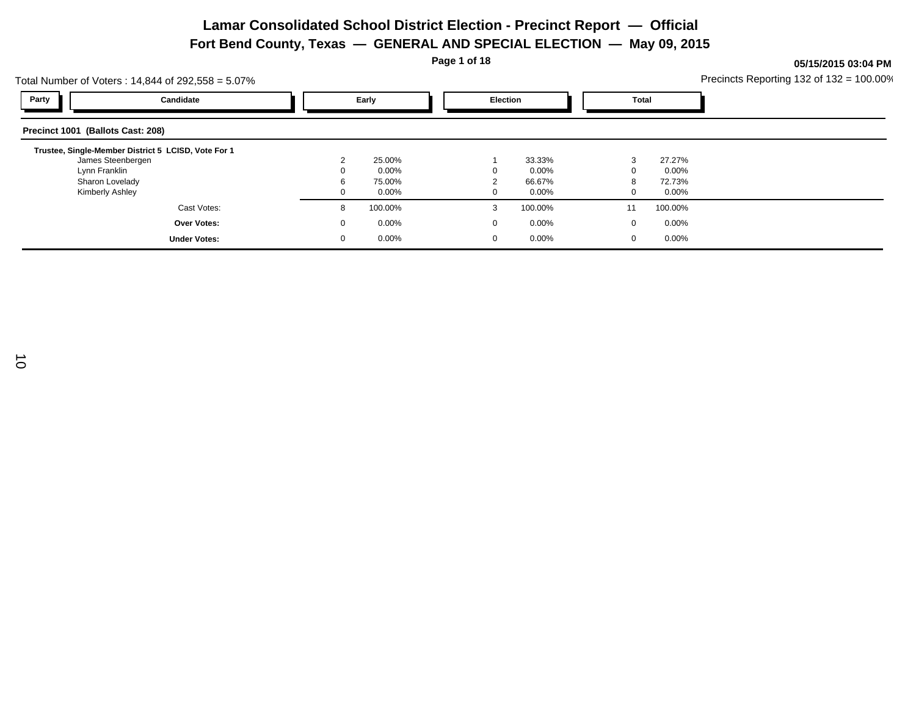# Lamar Consolidated School District Election - Precinct Report — Official

## Fort Bend County, Texas — GENERAL AND SPECIAL ELECTION — May 09, 2015

**05/15/2015 03:04 PM**

Total Number of Voters : 14,844 of 292,558 = 5.07%

Precincts Reporting 132 of 132 = 100.00%

| Party | Candidate | Early | | Election | | Total | |
|---|---|---|---|---|---|---|---|

**Precinct 1001 (Ballots Cast: 208)**

**Trustee, Single-Member District 5 LCISD, Vote For 1**

| Candidate | Early | Early % | Election | Election % | Total | Total % |
|---|---|---|---|---|---|---|
| James Steenbergen | 2 | 25.00% | 1 | 33.33% | 3 | 27.27% |
| Lynn Franklin | 0 | 0.00% | 0 | 0.00% | 0 | 0.00% |
| Sharon Lovelady | 6 | 75.00% | 2 | 66.67% | 8 | 72.73% |
| Kimberly Ashley | 0 | 0.00% | 0 | 0.00% | 0 | 0.00% |
| Cast Votes: | 8 | 100.00% | 3 | 100.00% | 11 | 100.00% |
| **Over Votes:** | 0 | 0.00% | 0 | 0.00% | 0 | 0.00% |
| **Under Votes:** | 0 | 0.00% | 0 | 0.00% | 0 | 0.00% |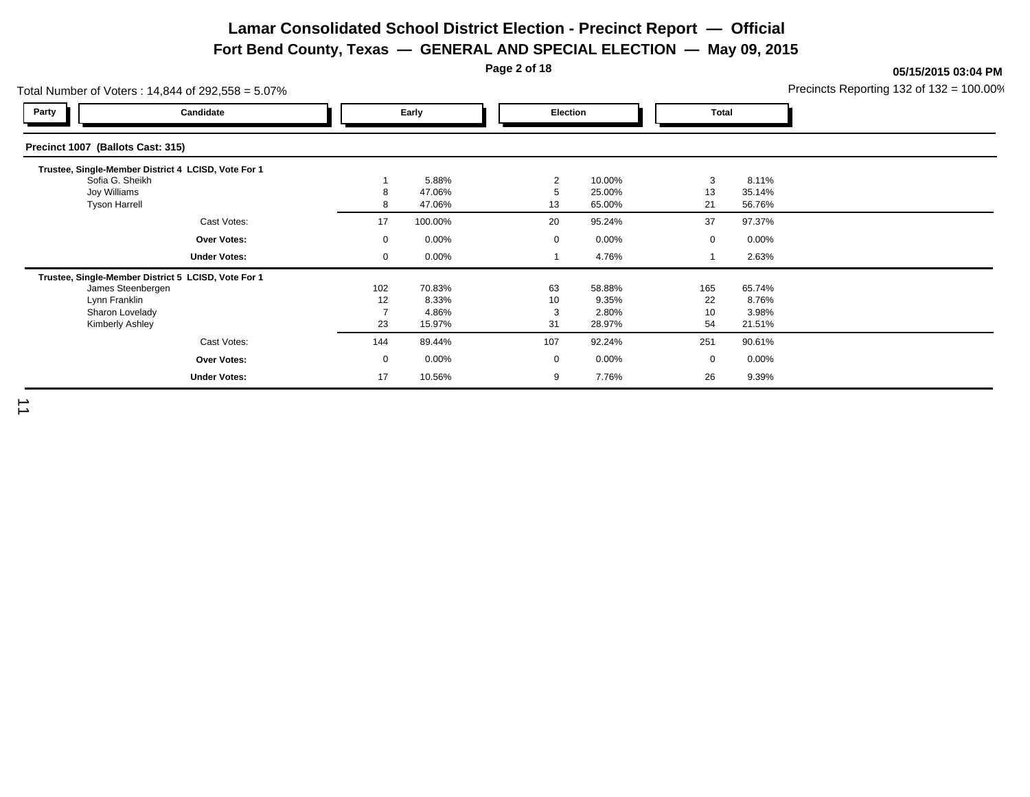# Lamar Consolidated School District Election - Precinct Report — Official

## Fort Bend County, Texas — GENERAL AND SPECIAL ELECTION — May 09, 2015

05/15/2015 03:04 PM

Total Number of Voters : 14,844 of 292,558 = 5.07%

Precincts Reporting 132 of 132 = 100.00%

### Precinct 1007 (Ballots Cast: 315)

| Party | Candidate | Early | | Election | | Total | |
|---|---|---|---|---|---|---|---|
| | **Trustee, Single-Member District 4 LCISD, Vote For 1** | | | | | | |
| | Sofia G. Sheikh | 1 | 5.88% | 2 | 10.00% | 3 | 8.11% |
| | Joy Williams | 8 | 47.06% | 5 | 25.00% | 13 | 35.14% |
| | Tyson Harrell | 8 | 47.06% | 13 | 65.00% | 21 | 56.76% |
| | Cast Votes: | 17 | 100.00% | 20 | 95.24% | 37 | 97.37% |
| | **Over Votes:** | 0 | 0.00% | 0 | 0.00% | 0 | 0.00% |
| | **Under Votes:** | 0 | 0.00% | 1 | 4.76% | 1 | 2.63% |
| | **Trustee, Single-Member District 5 LCISD, Vote For 1** | | | | | | |
| | James Steenbergen | 102 | 70.83% | 63 | 58.88% | 165 | 65.74% |
| | Lynn Franklin | 12 | 8.33% | 10 | 9.35% | 22 | 8.76% |
| | Sharon Lovelady | 7 | 4.86% | 3 | 2.80% | 10 | 3.98% |
| | Kimberly Ashley | 23 | 15.97% | 31 | 28.97% | 54 | 21.51% |
| | Cast Votes: | 144 | 89.44% | 107 | 92.24% | 251 | 90.61% |
| | **Over Votes:** | 0 | 0.00% | 0 | 0.00% | 0 | 0.00% |
| | **Under Votes:** | 17 | 10.56% | 9 | 7.76% | 26 | 9.39% |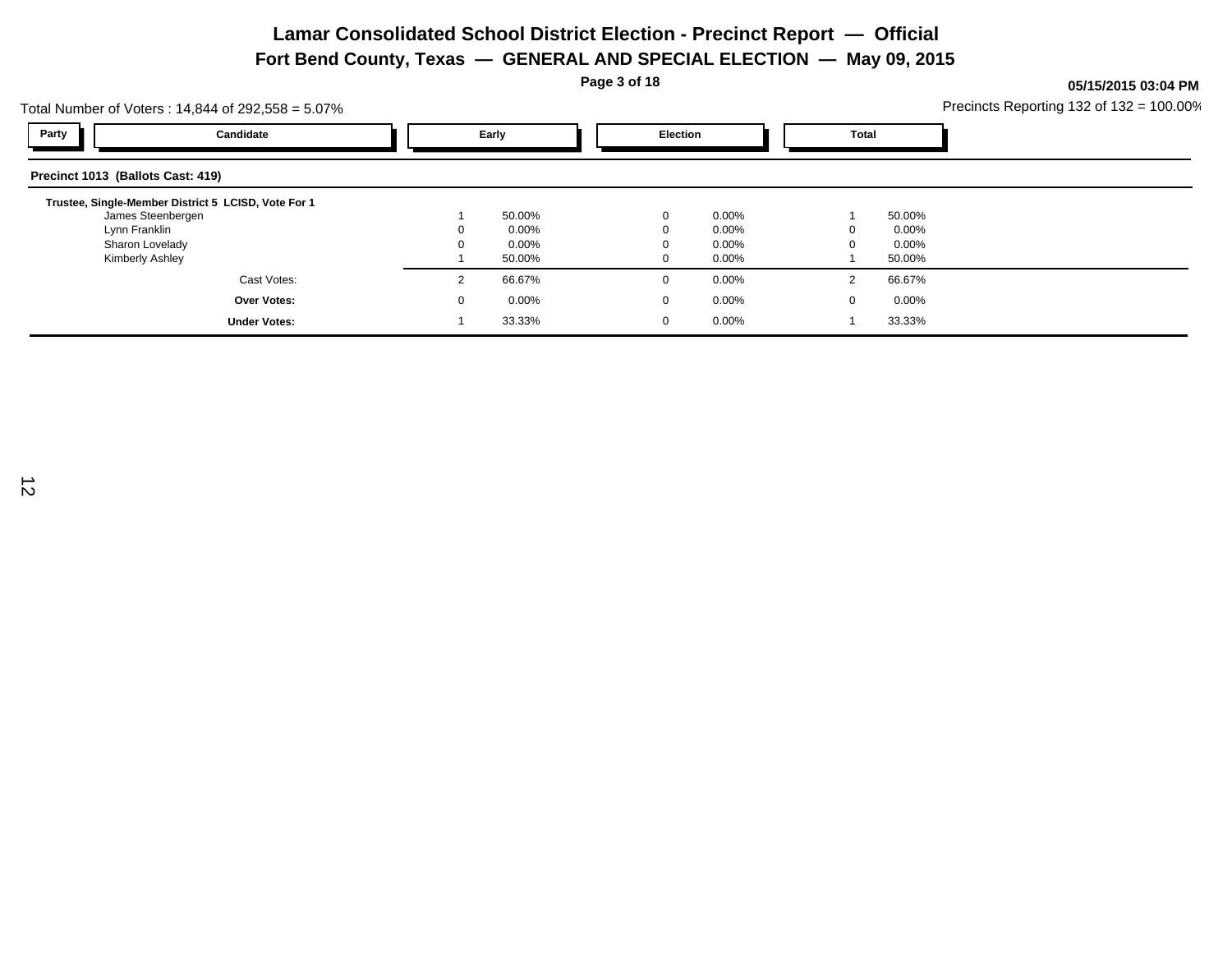# Lamar Consolidated School District Election - Precinct Report — Official

## Fort Bend County, Texas — GENERAL AND SPECIAL ELECTION — May 09, 2015

05/15/2015 03:04 PM

Total Number of Voters : 14,844 of 292,558 = 5.07%

Precincts Reporting 132 of 132 = 100.00%

| Party | Candidate | Early | | Election | | Total | |
|---|---|---|---|---|---|---|---|

**Precinct 1013 (Ballots Cast: 419)**

**Trustee, Single-Member District 5 LCISD, Vote For 1**

| Party | Candidate | Early | | Election | | Total | |
|---|---|---|---|---|---|---|---|
| | James Steenbergen | 1 | 50.00% | 0 | 0.00% | 1 | 50.00% |
| | Lynn Franklin | 0 | 0.00% | 0 | 0.00% | 0 | 0.00% |
| | Sharon Lovelady | 0 | 0.00% | 0 | 0.00% | 0 | 0.00% |
| | Kimberly Ashley | 1 | 50.00% | 0 | 0.00% | 1 | 50.00% |
| | Cast Votes: | 2 | 66.67% | 0 | 0.00% | 2 | 66.67% |
| | **Over Votes:** | 0 | 0.00% | 0 | 0.00% | 0 | 0.00% |
| | **Under Votes:** | 1 | 33.33% | 0 | 0.00% | 1 | 33.33% |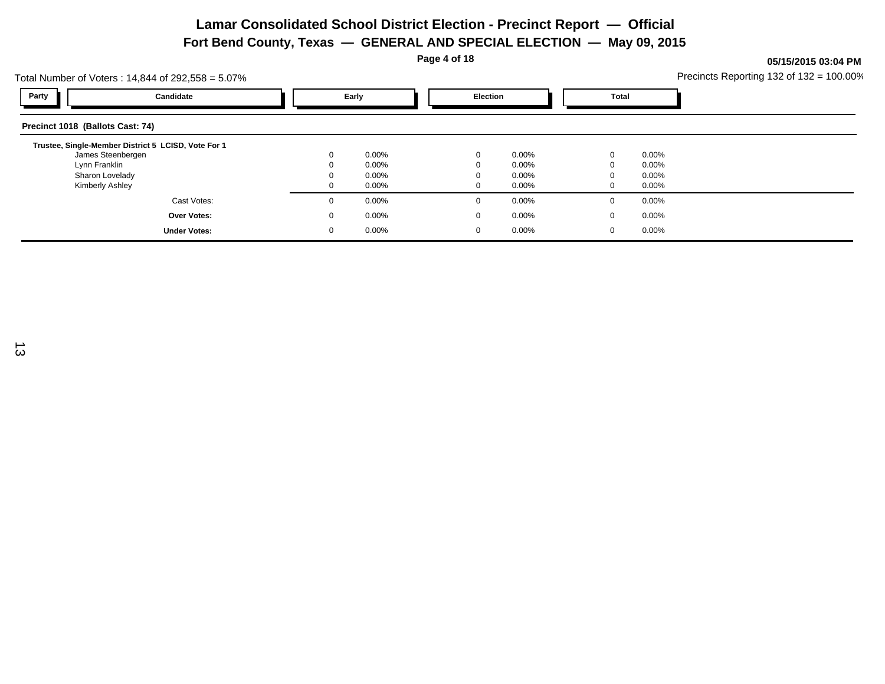# Lamar Consolidated School District Election - Precinct Report — Official

## Fort Bend County, Texas — GENERAL AND SPECIAL ELECTION — May 09, 2015

**05/15/2015 03:04 PM**

Total Number of Voters : 14,844 of 292,558 = 5.07%

Precincts Reporting 132 of 132 = 100.00%

| Party | Candidate | Early | | Election | | Total | |
|---|---|---|---|---|---|---|---|
| **Precinct 1018 (Ballots Cast: 74)** | | | | | | | |
| **Trustee, Single-Member District 5 LCISD, Vote For 1** | | | | | | | |
| | James Steenbergen | 0 | 0.00% | 0 | 0.00% | 0 | 0.00% |
| | Lynn Franklin | 0 | 0.00% | 0 | 0.00% | 0 | 0.00% |
| | Sharon Lovelady | 0 | 0.00% | 0 | 0.00% | 0 | 0.00% |
| | Kimberly Ashley | 0 | 0.00% | 0 | 0.00% | 0 | 0.00% |
| | Cast Votes: | 0 | 0.00% | 0 | 0.00% | 0 | 0.00% |
| | **Over Votes:** | 0 | 0.00% | 0 | 0.00% | 0 | 0.00% |
| | **Under Votes:** | 0 | 0.00% | 0 | 0.00% | 0 | 0.00% |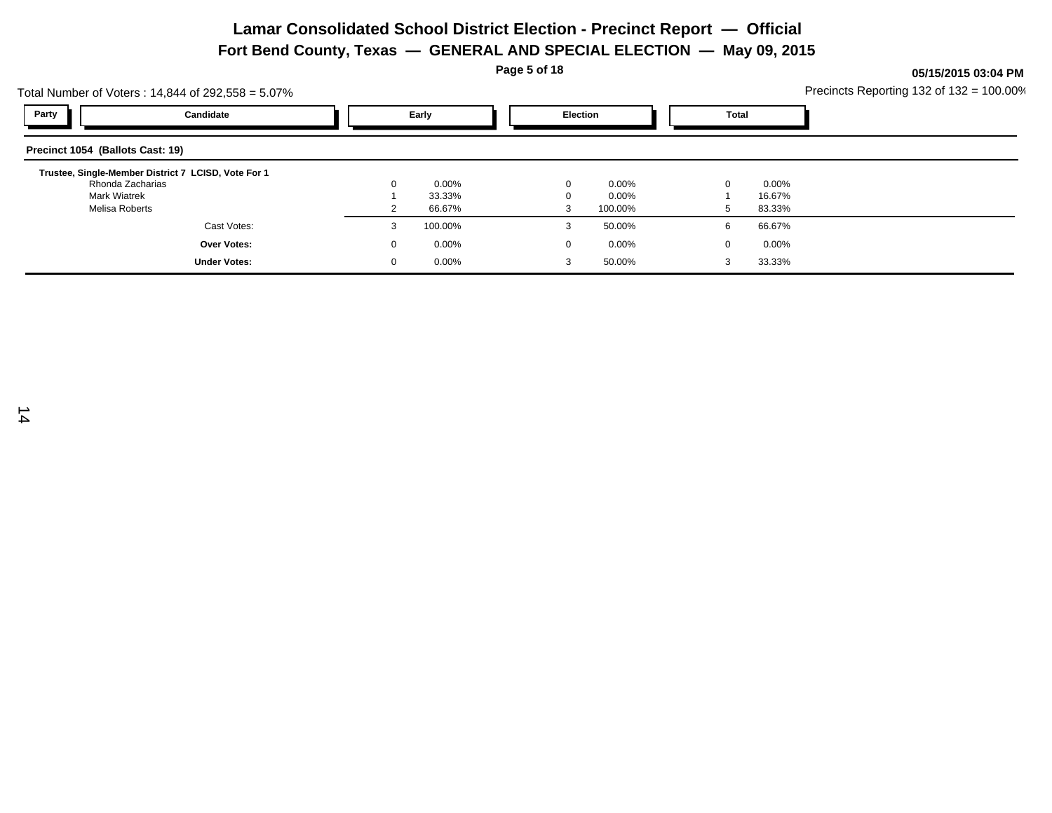# Lamar Consolidated School District Election - Precinct Report — Official

## Fort Bend County, Texas — GENERAL AND SPECIAL ELECTION — May 09, 2015

05/15/2015 03:04 PM

Total Number of Voters : 14,844 of 292,558 = 5.07%

Precincts Reporting 132 of 132 = 100.00%

### Precinct 1054 (Ballots Cast: 19)

**Trustee, Single-Member District 7 LCISD, Vote For 1**

| Party | Candidate | Early | | Election | | Total | |
|---|---|---|---|---|---|---|---|
| | Rhonda Zacharias | 0 | 0.00% | 0 | 0.00% | 0 | 0.00% |
| | Mark Wiatrek | 1 | 33.33% | 0 | 0.00% | 1 | 16.67% |
| | Melisa Roberts | 2 | 66.67% | 3 | 100.00% | 5 | 83.33% |
| | Cast Votes: | 3 | 100.00% | 3 | 50.00% | 6 | 66.67% |
| | **Over Votes:** | 0 | 0.00% | 0 | 0.00% | 0 | 0.00% |
| | **Under Votes:** | 0 | 0.00% | 3 | 50.00% | 3 | 33.33% |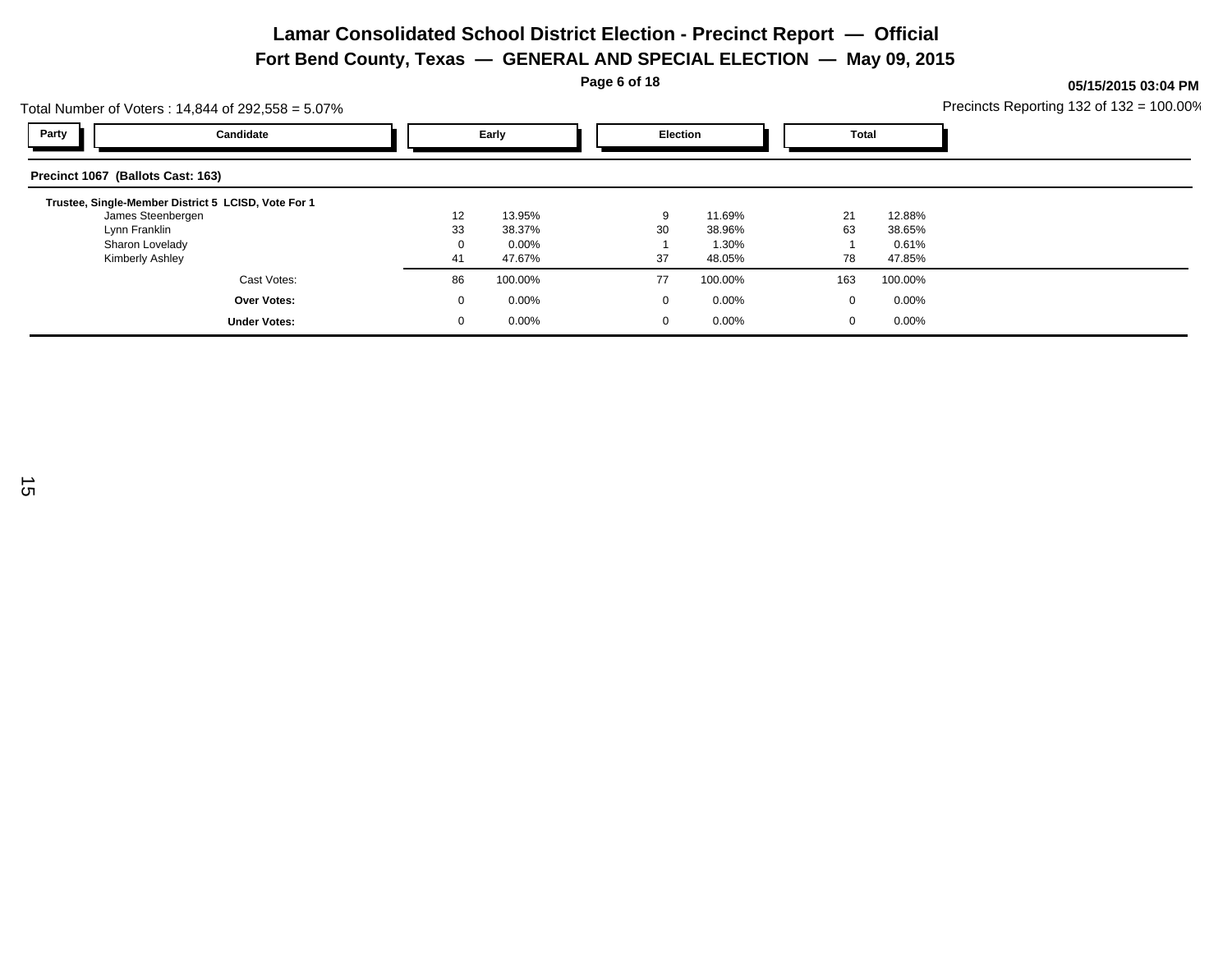# Lamar Consolidated School District Election - Precinct Report — Official

## Fort Bend County, Texas — GENERAL AND SPECIAL ELECTION — May 09, 2015

**05/15/2015 03:04 PM**

Total Number of Voters : 14,844 of 292,558 = 5.07%

Precincts Reporting 132 of 132 = 100.00%

### Precinct 1067 (Ballots Cast: 163)

**Trustee, Single-Member District 5 LCISD, Vote For 1**

| Party | Candidate | Early | | Election | | Total | |
|---|---|---|---|---|---|---|---|
| | James Steenbergen | 12 | 13.95% | 9 | 11.69% | 21 | 12.88% |
| | Lynn Franklin | 33 | 38.37% | 30 | 38.96% | 63 | 38.65% |
| | Sharon Lovelady | 0 | 0.00% | 1 | 1.30% | 1 | 0.61% |
| | Kimberly Ashley | 41 | 47.67% | 37 | 48.05% | 78 | 47.85% |
| | Cast Votes: | 86 | 100.00% | 77 | 100.00% | 163 | 100.00% |
| | **Over Votes:** | 0 | 0.00% | 0 | 0.00% | 0 | 0.00% |
| | **Under Votes:** | 0 | 0.00% | 0 | 0.00% | 0 | 0.00% |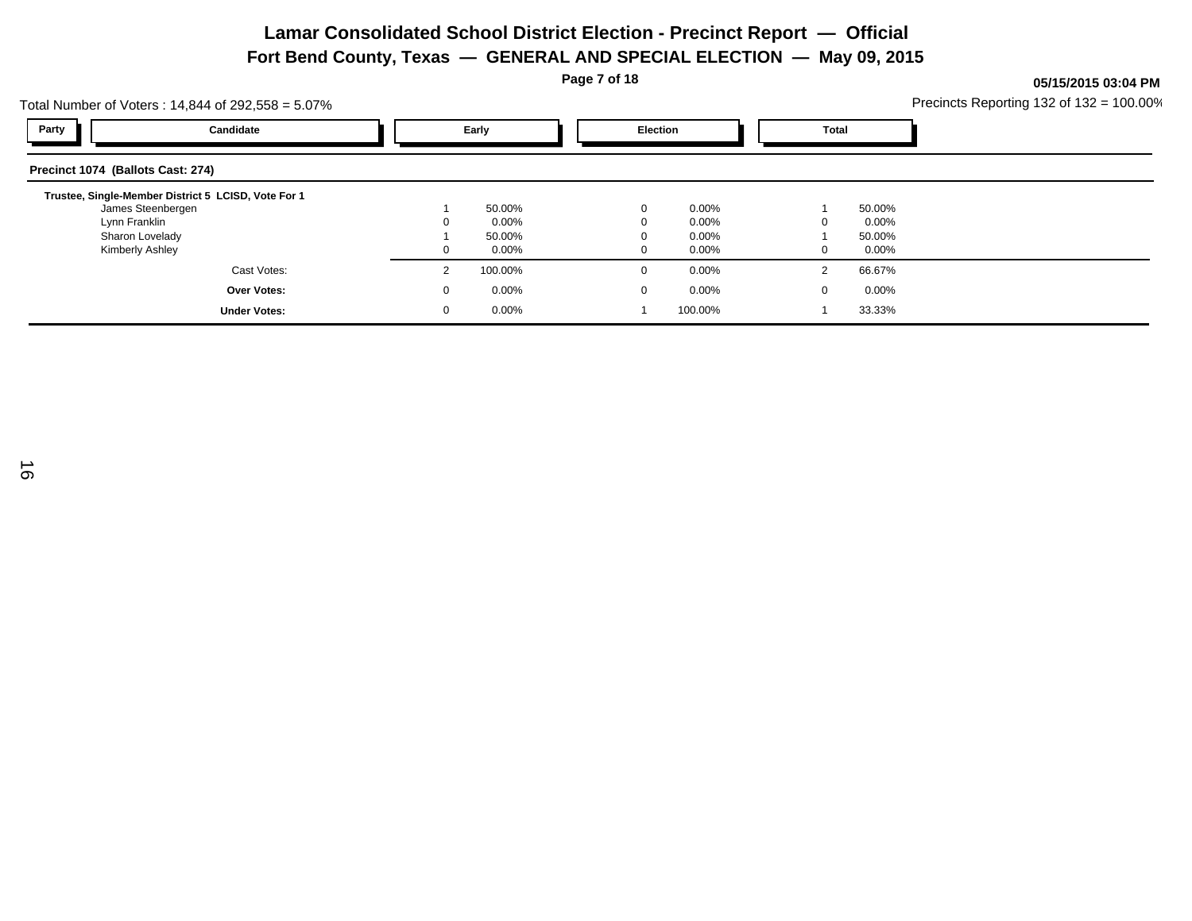# Lamar Consolidated School District Election - Precinct Report — Official

## Fort Bend County, Texas — GENERAL AND SPECIAL ELECTION — May 09, 2015

05/15/2015 03:04 PM

Total Number of Voters : 14,844 of 292,558 = 5.07%

Precincts Reporting 132 of 132 = 100.00%

| Party | Candidate | Early | | Election | | Total | |
|---|---|---|---|---|---|---|---|
| **Precinct 1074 (Ballots Cast: 274)** | | | | | | | |
| **Trustee, Single-Member District 5 LCISD, Vote For 1** | | | | | | | |
| | James Steenbergen | 1 | 50.00% | 0 | 0.00% | 1 | 50.00% |
| | Lynn Franklin | 0 | 0.00% | 0 | 0.00% | 0 | 0.00% |
| | Sharon Lovelady | 1 | 50.00% | 0 | 0.00% | 1 | 50.00% |
| | Kimberly Ashley | 0 | 0.00% | 0 | 0.00% | 0 | 0.00% |
| | Cast Votes: | 2 | 100.00% | 0 | 0.00% | 2 | 66.67% |
| | **Over Votes:** | 0 | 0.00% | 0 | 0.00% | 0 | 0.00% |
| | **Under Votes:** | 0 | 0.00% | 1 | 100.00% | 1 | 33.33% |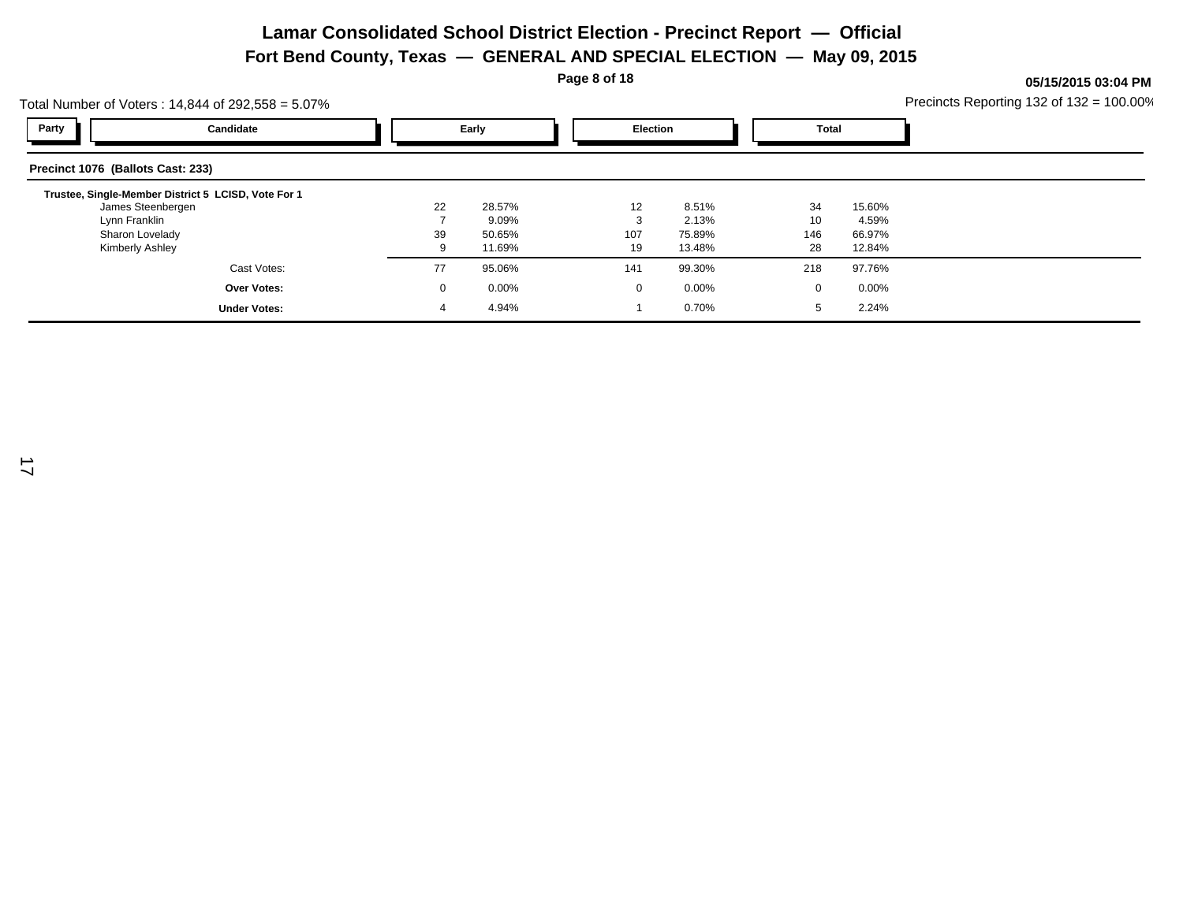# Lamar Consolidated School District Election - Precinct Report — Official

## Fort Bend County, Texas — GENERAL AND SPECIAL ELECTION — May 09, 2015

05/15/2015 03:04 PM

Total Number of Voters : 14,844 of 292,558 = 5.07%

Precincts Reporting 132 of 132 = 100.00%

### Precinct 1076 (Ballots Cast: 233)

**Trustee, Single-Member District 5 LCISD, Vote For 1**

| Party | Candidate | Early | | Election | | Total | |
|---|---|---|---|---|---|---|---|
| | James Steenbergen | 22 | 28.57% | 12 | 8.51% | 34 | 15.60% |
| | Lynn Franklin | 7 | 9.09% | 3 | 2.13% | 10 | 4.59% |
| | Sharon Lovelady | 39 | 50.65% | 107 | 75.89% | 146 | 66.97% |
| | Kimberly Ashley | 9 | 11.69% | 19 | 13.48% | 28 | 12.84% |
| | Cast Votes: | 77 | 95.06% | 141 | 99.30% | 218 | 97.76% |
| | **Over Votes:** | 0 | 0.00% | 0 | 0.00% | 0 | 0.00% |
| | **Under Votes:** | 4 | 4.94% | 1 | 0.70% | 5 | 2.24% |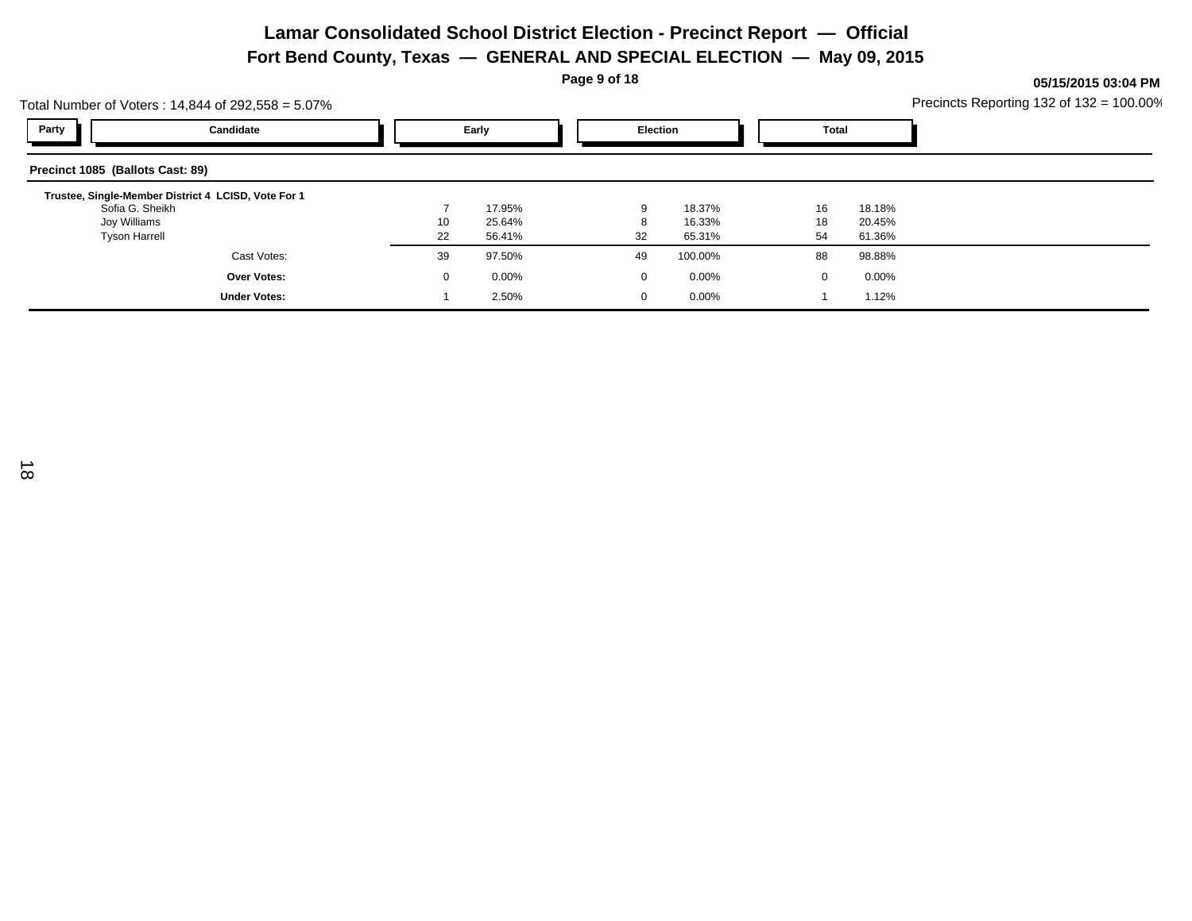# Lamar Consolidated School District Election - Precinct Report — Official

## Fort Bend County, Texas — GENERAL AND SPECIAL ELECTION — May 09, 2015

05/15/2015 03:04 PM

Total Number of Voters : 14,844 of 292,558 = 5.07%

Precincts Reporting 132 of 132 = 100.00%

| Party | Candidate | Early | | Election | | Total | |
|---|---|---|---|---|---|---|---|
| **Precinct 1085 (Ballots Cast: 89)** | | | | | | | |
| **Trustee, Single-Member District 4 LCISD, Vote For 1** | | | | | | | |
| | Sofia G. Sheikh | 7 | 17.95% | 9 | 18.37% | 16 | 18.18% |
| | Joy Williams | 10 | 25.64% | 8 | 16.33% | 18 | 20.45% |
| | Tyson Harrell | 22 | 56.41% | 32 | 65.31% | 54 | 61.36% |
| | Cast Votes: | 39 | 97.50% | 49 | 100.00% | 88 | 98.88% |
| | **Over Votes:** | 0 | 0.00% | 0 | 0.00% | 0 | 0.00% |
| | **Under Votes:** | 1 | 2.50% | 0 | 0.00% | 1 | 1.12% |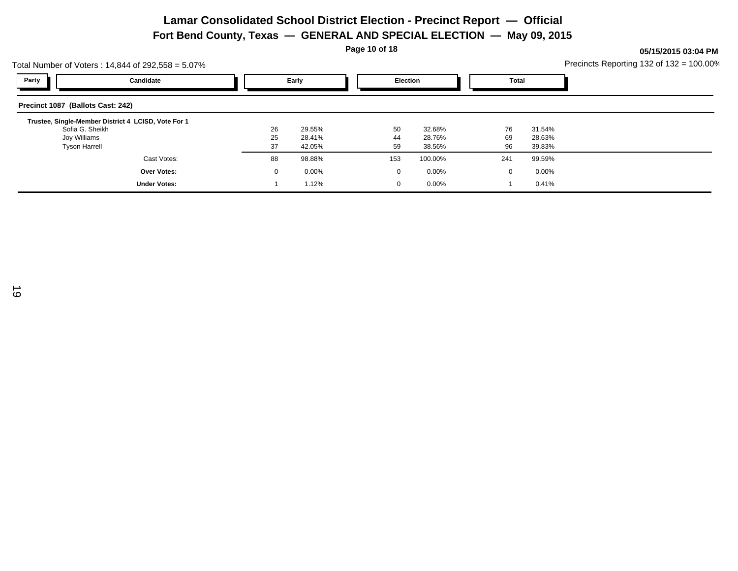# Lamar Consolidated School District Election - Precinct Report — Official

## Fort Bend County, Texas — GENERAL AND SPECIAL ELECTION — May 09, 2015

**05/15/2015 03:04 PM**

Total Number of Voters : 14,844 of 292,558 = 5.07%

Precincts Reporting 132 of 132 = 100.00%

| Party | Candidate | Early | | Election | | Total | |
|---|---|---|---|---|---|---|---|
| **Precinct 1087 (Ballots Cast: 242)** | | | | | | | |
| | **Trustee, Single-Member District 4 LCISD, Vote For 1** | | | | | | |
| | Sofia G. Sheikh | 26 | 29.55% | 50 | 32.68% | 76 | 31.54% |
| | Joy Williams | 25 | 28.41% | 44 | 28.76% | 69 | 28.63% |
| | Tyson Harrell | 37 | 42.05% | 59 | 38.56% | 96 | 39.83% |
| | Cast Votes: | 88 | 98.88% | 153 | 100.00% | 241 | 99.59% |
| | **Over Votes:** | 0 | 0.00% | 0 | 0.00% | 0 | 0.00% |
| | **Under Votes:** | 1 | 1.12% | 0 | 0.00% | 1 | 0.41% |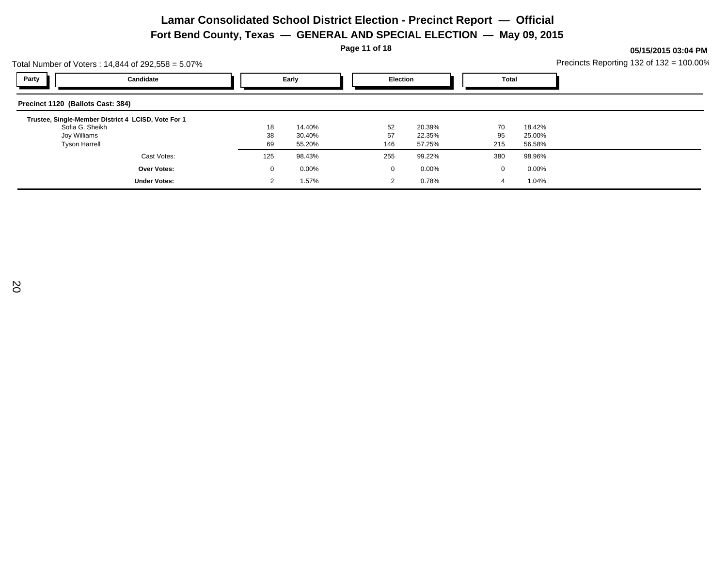# Lamar Consolidated School District Election - Precinct Report — Official

## Fort Bend County, Texas — GENERAL AND SPECIAL ELECTION — May 09, 2015

05/15/2015 03:04 PM

Total Number of Voters : 14,844 of 292,558 = 5.07%

Precincts Reporting 132 of 132 = 100.00%

**Precinct 1120 (Ballots Cast: 384)**

| Party | Candidate | Early | | Election | | Total | |
|---|---|---|---|---|---|---|---|
| | **Trustee, Single-Member District 4 LCISD, Vote For 1** | | | | | | |
| | Sofia G. Sheikh | 18 | 14.40% | 52 | 20.39% | 70 | 18.42% |
| | Joy Williams | 38 | 30.40% | 57 | 22.35% | 95 | 25.00% |
| | Tyson Harrell | 69 | 55.20% | 146 | 57.25% | 215 | 56.58% |
| | Cast Votes: | 125 | 98.43% | 255 | 99.22% | 380 | 98.96% |
| | **Over Votes:** | 0 | 0.00% | 0 | 0.00% | 0 | 0.00% |
| | **Under Votes:** | 2 | 1.57% | 2 | 0.78% | 4 | 1.04% |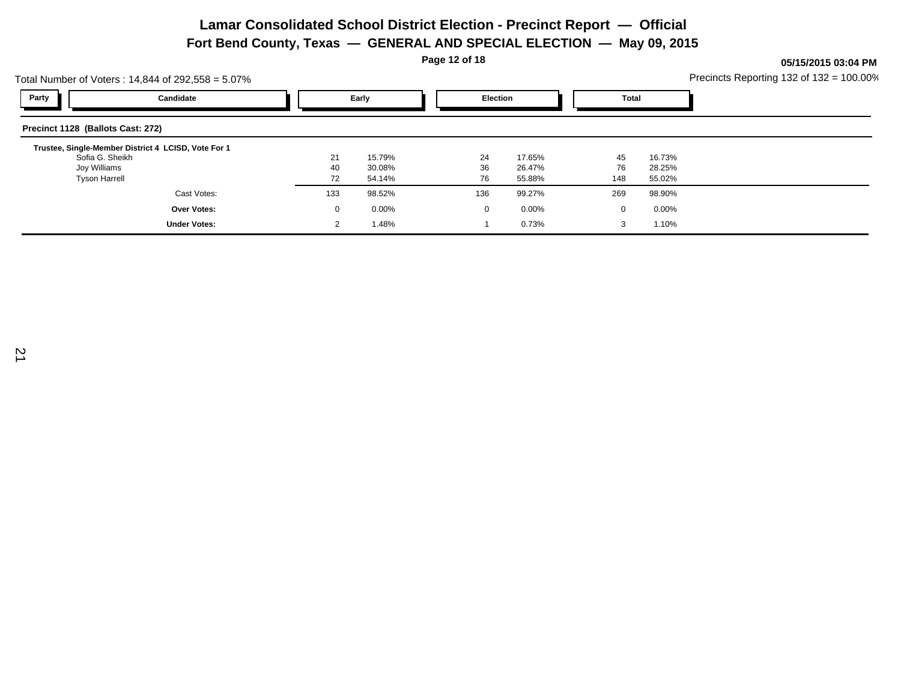# Lamar Consolidated School District Election - Precinct Report — Official

## Fort Bend County, Texas — GENERAL AND SPECIAL ELECTION — May 09, 2015

**05/15/2015 03:04 PM**

Total Number of Voters : 14,844 of 292,558 = 5.07%

Precincts Reporting 132 of 132 = 100.00%

| Party | Candidate | Early | | Election | | Total | |
|---|---|---|---|---|---|---|---|
| **Precinct 1128 (Ballots Cast: 272)** | | | | | | | |
| **Trustee, Single-Member District 4 LCISD, Vote For 1** | | | | | | | |
| | Sofia G. Sheikh | 21 | 15.79% | 24 | 17.65% | 45 | 16.73% |
| | Joy Williams | 40 | 30.08% | 36 | 26.47% | 76 | 28.25% |
| | Tyson Harrell | 72 | 54.14% | 76 | 55.88% | 148 | 55.02% |
| | Cast Votes: | 133 | 98.52% | 136 | 99.27% | 269 | 98.90% |
| | **Over Votes:** | 0 | 0.00% | 0 | 0.00% | 0 | 0.00% |
| | **Under Votes:** | 2 | 1.48% | 1 | 0.73% | 3 | 1.10% |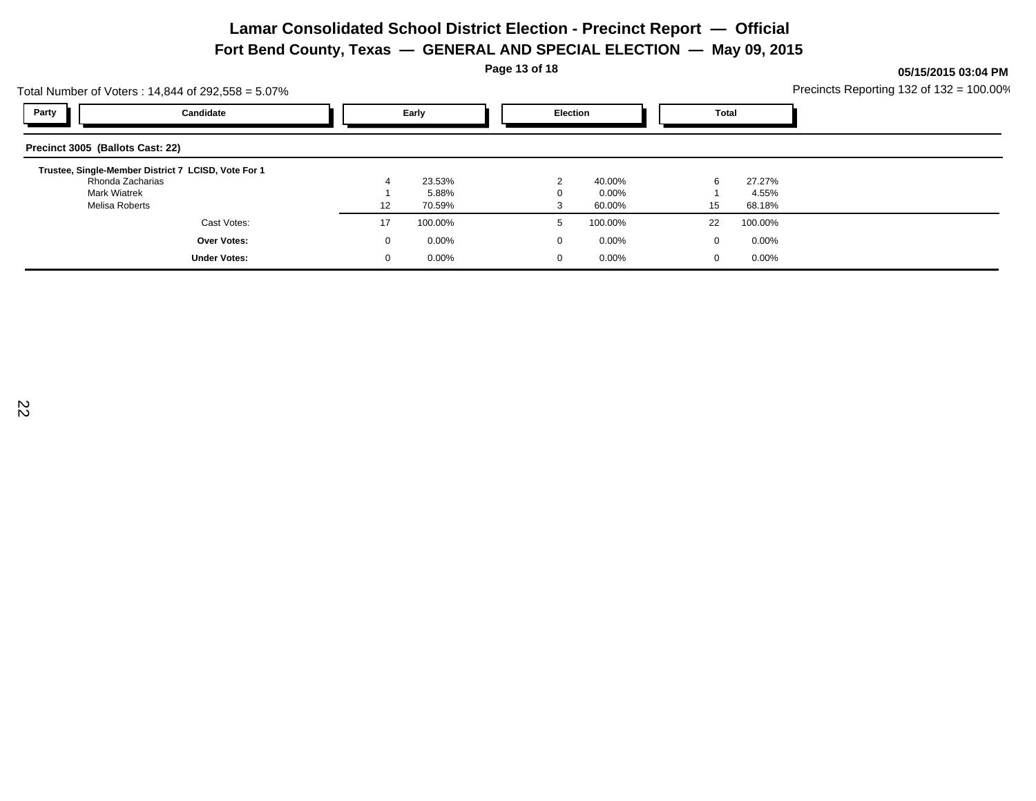# Lamar Consolidated School District Election - Precinct Report — Official

## Fort Bend County, Texas — GENERAL AND SPECIAL ELECTION — May 09, 2015

**05/15/2015 03:04 PM**

Total Number of Voters : 14,844 of 292,558 = 5.07%

Precincts Reporting 132 of 132 = 100.00%

**Precinct 3005 (Ballots Cast: 22)**

| Party | Candidate | Early | | Election | | Total | |
|---|---|---|---|---|---|---|---|
| | **Trustee, Single-Member District 7 LCISD, Vote For 1** | | | | | | |
| | Rhonda Zacharias | 4 | 23.53% | 2 | 40.00% | 6 | 27.27% |
| | Mark Wiatrek | 1 | 5.88% | 0 | 0.00% | 1 | 4.55% |
| | Melisa Roberts | 12 | 70.59% | 3 | 60.00% | 15 | 68.18% |
| | Cast Votes: | 17 | 100.00% | 5 | 100.00% | 22 | 100.00% |
| | **Over Votes:** | 0 | 0.00% | 0 | 0.00% | 0 | 0.00% |
| | **Under Votes:** | 0 | 0.00% | 0 | 0.00% | 0 | 0.00% |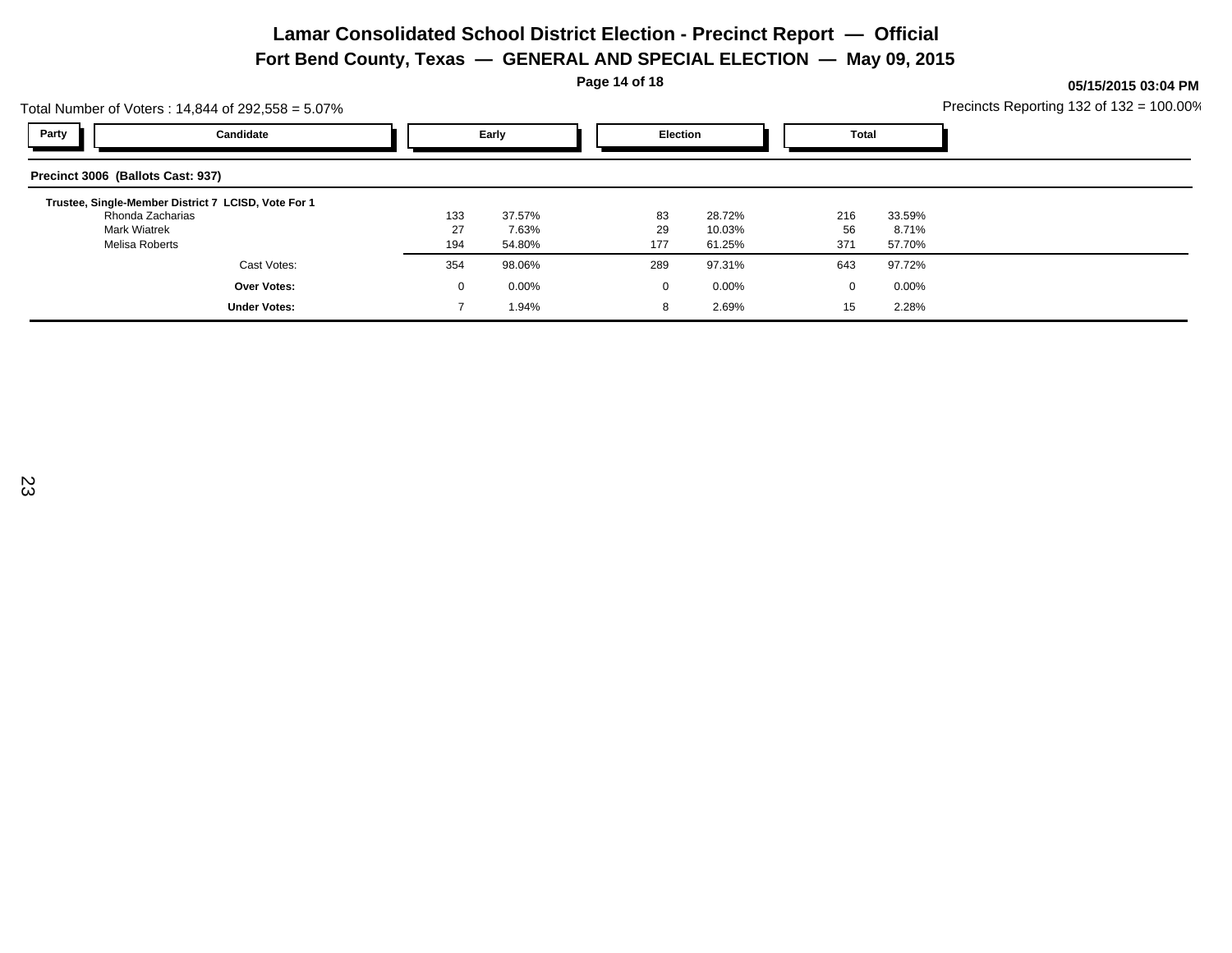# Lamar Consolidated School District Election - Precinct Report — Official

## Fort Bend County, Texas — GENERAL AND SPECIAL ELECTION — May 09, 2015

05/15/2015 03:04 PM

Total Number of Voters : 14,844 of 292,558 = 5.07%

Precincts Reporting 132 of 132 = 100.00%

| Party | Candidate | Early | | Election | | Total | |
|---|---|---|---|---|---|---|---|
| **Precinct 3006 (Ballots Cast: 937)** | | | | | | | |
| **Trustee, Single-Member District 7 LCISD, Vote For 1** | | | | | | | |
| | Rhonda Zacharias | 133 | 37.57% | 83 | 28.72% | 216 | 33.59% |
| | Mark Wiatrek | 27 | 7.63% | 29 | 10.03% | 56 | 8.71% |
| | Melisa Roberts | 194 | 54.80% | 177 | 61.25% | 371 | 57.70% |
| | Cast Votes: | 354 | 98.06% | 289 | 97.31% | 643 | 97.72% |
| | **Over Votes:** | 0 | 0.00% | 0 | 0.00% | 0 | 0.00% |
| | **Under Votes:** | 7 | 1.94% | 8 | 2.69% | 15 | 2.28% |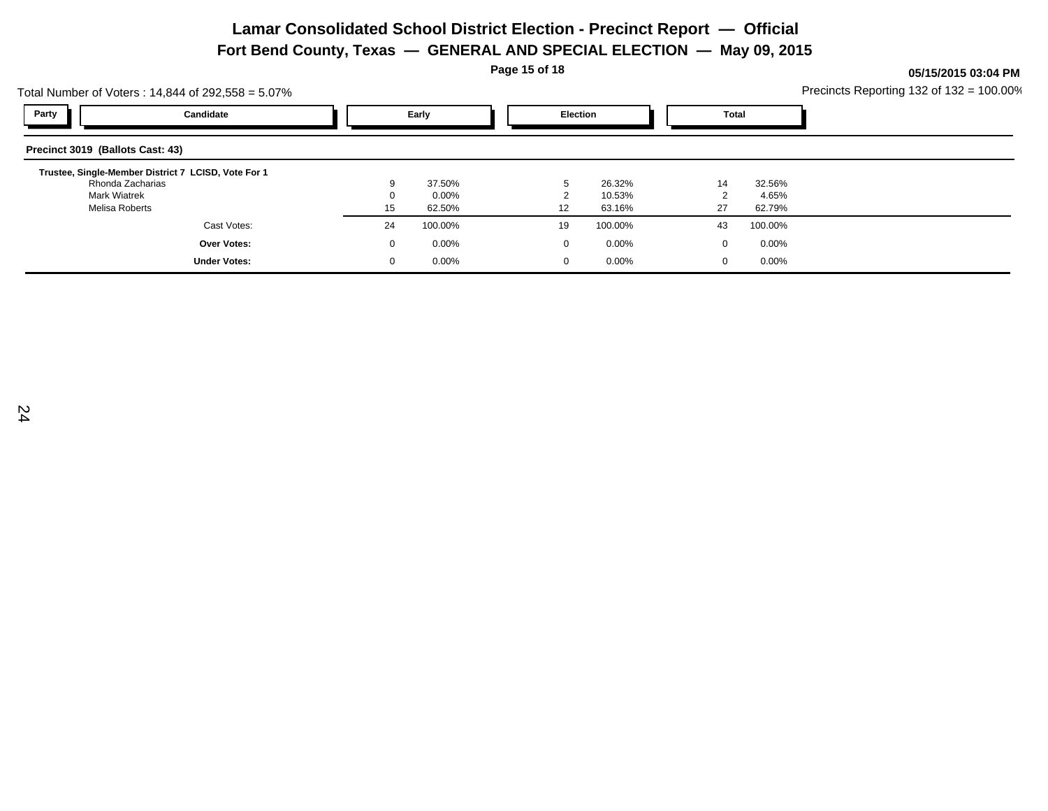# Lamar Consolidated School District Election - Precinct Report — Official

## Fort Bend County, Texas — GENERAL AND SPECIAL ELECTION — May 09, 2015

05/15/2015 03:04 PM

Total Number of Voters : 14,844 of 292,558 = 5.07%

Precincts Reporting 132 of 132 = 100.00%

### Precinct 3019 (Ballots Cast: 43)

**Trustee, Single-Member District 7 LCISD, Vote For 1**

| Party | Candidate | Early | | Election | | Total | |
|---|---|---|---|---|---|---|---|
| | Rhonda Zacharias | 9 | 37.50% | 5 | 26.32% | 14 | 32.56% |
| | Mark Wiatrek | 0 | 0.00% | 2 | 10.53% | 2 | 4.65% |
| | Melisa Roberts | 15 | 62.50% | 12 | 63.16% | 27 | 62.79% |
| | Cast Votes: | 24 | 100.00% | 19 | 100.00% | 43 | 100.00% |
| | **Over Votes:** | 0 | 0.00% | 0 | 0.00% | 0 | 0.00% |
| | **Under Votes:** | 0 | 0.00% | 0 | 0.00% | 0 | 0.00% |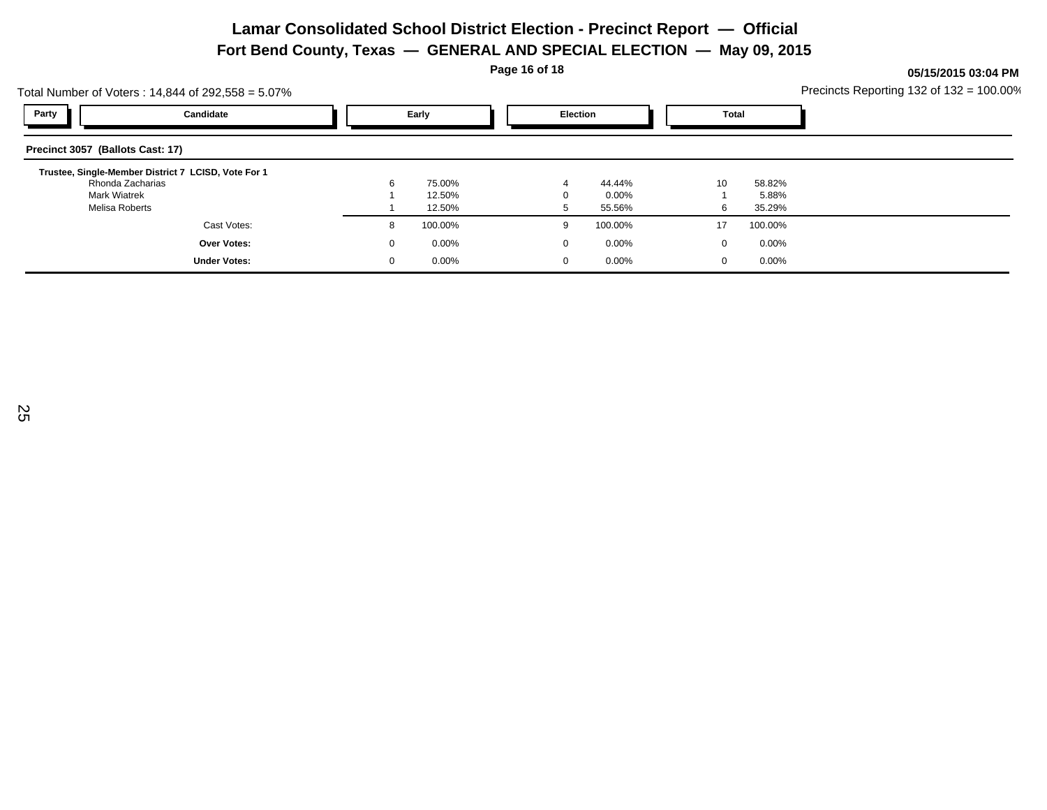# Lamar Consolidated School District Election - Precinct Report — Official

## Fort Bend County, Texas — GENERAL AND SPECIAL ELECTION — May 09, 2015

Total Number of Voters : 14,844 of 292,558 = 5.07%

Precincts Reporting 132 of 132 = 100.00%

| Party | Candidate | Early | | Election | | Total | |
|---|---|---|---|---|---|---|---|
| **Precinct 3057 (Ballots Cast: 17)** | | | | | | | |
| **Trustee, Single-Member District 7 LCISD, Vote For 1** | | | | | | | |
| | Rhonda Zacharias | 6 | 75.00% | 4 | 44.44% | 10 | 58.82% |
| | Mark Wiatrek | 1 | 12.50% | 0 | 0.00% | 1 | 5.88% |
| | Melisa Roberts | 1 | 12.50% | 5 | 55.56% | 6 | 35.29% |
| | Cast Votes: | 8 | 100.00% | 9 | 100.00% | 17 | 100.00% |
| | **Over Votes:** | 0 | 0.00% | 0 | 0.00% | 0 | 0.00% |
| | **Under Votes:** | 0 | 0.00% | 0 | 0.00% | 0 | 0.00% |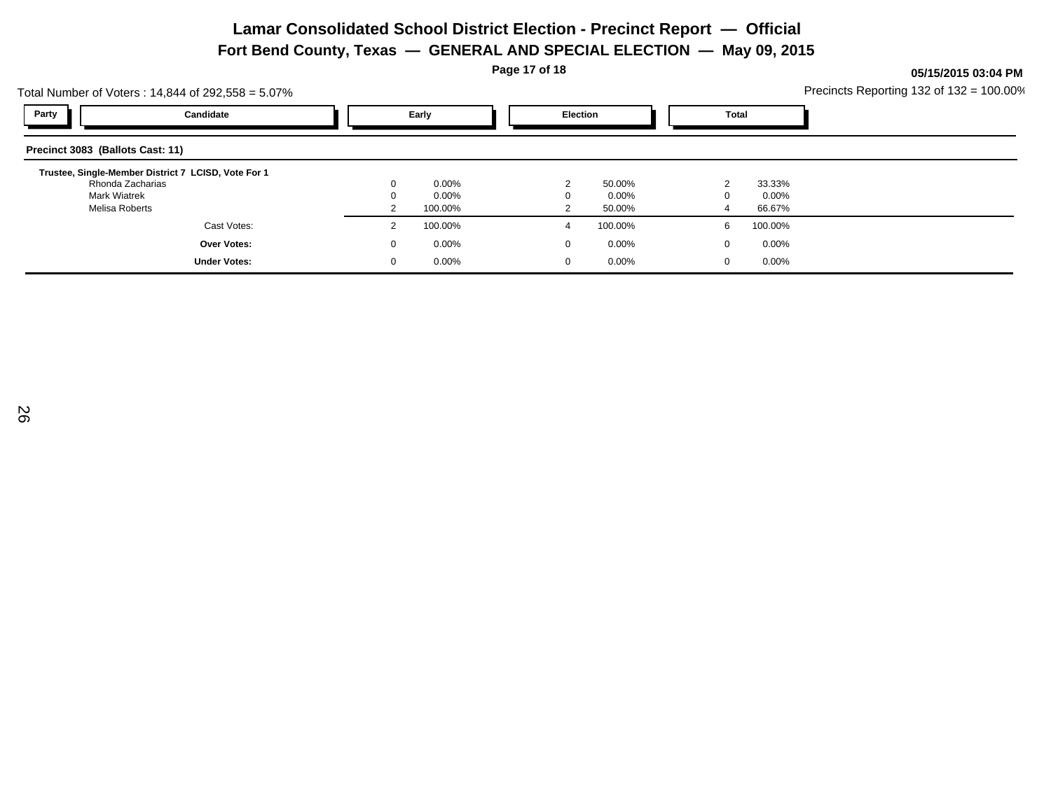# Lamar Consolidated School District Election - Precinct Report — Official

## Fort Bend County, Texas — GENERAL AND SPECIAL ELECTION — May 09, 2015

05/15/2015 03:04 PM

Total Number of Voters : 14,844 of 292,558 = 5.07%

Precincts Reporting 132 of 132 = 100.00%

| Party | Candidate | Early | | Election | | Total | |
|---|---|---|---|---|---|---|---|

**Precinct 3083 (Ballots Cast: 11)**

**Trustee, Single-Member District 7 LCISD, Vote For 1**

| Party | Candidate | Early | | Election | | Total | |
|---|---|---|---|---|---|---|---|
| | Rhonda Zacharias | 0 | 0.00% | 2 | 50.00% | 2 | 33.33% |
| | Mark Wiatrek | 0 | 0.00% | 0 | 0.00% | 0 | 0.00% |
| | Melisa Roberts | 2 | 100.00% | 2 | 50.00% | 4 | 66.67% |
| | Cast Votes: | 2 | 100.00% | 4 | 100.00% | 6 | 100.00% |
| | **Over Votes:** | 0 | 0.00% | 0 | 0.00% | 0 | 0.00% |
| | **Under Votes:** | 0 | 0.00% | 0 | 0.00% | 0 | 0.00% |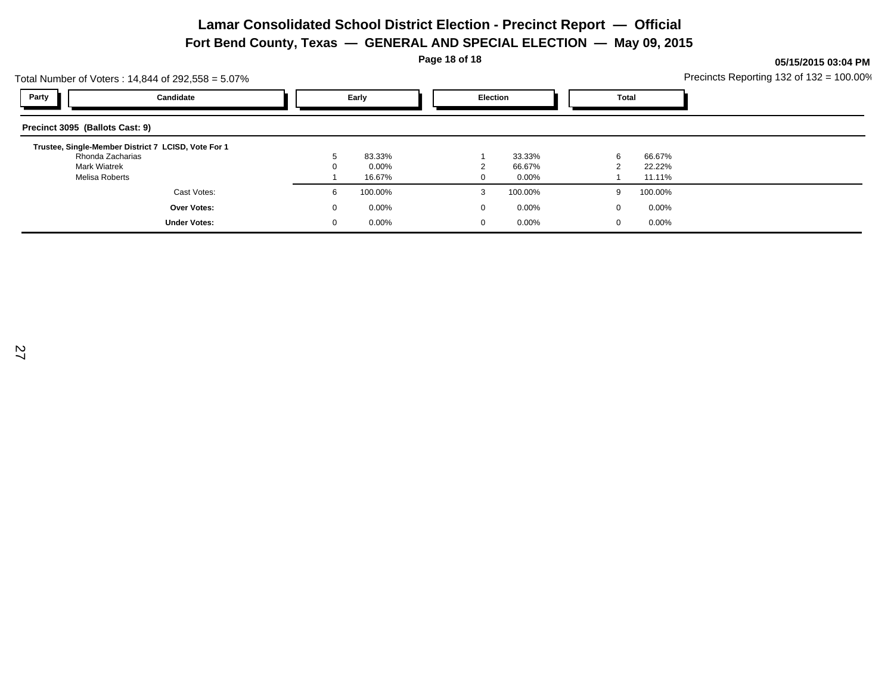# Lamar Consolidated School District Election - Precinct Report — Official

## Fort Bend County, Texas — GENERAL AND SPECIAL ELECTION — May 09, 2015

05/15/2015 03:04 PM

Total Number of Voters : 14,844 of 292,558 = 5.07%

Precincts Reporting 132 of 132 = 100.00%

### Precinct 3095 (Ballots Cast: 9)

**Trustee, Single-Member District 7 LCISD, Vote For 1**

| Party | Candidate | Early | | Election | | Total | |
|---|---|---|---|---|---|---|---|
| | Rhonda Zacharias | 5 | 83.33% | 1 | 33.33% | 6 | 66.67% |
| | Mark Wiatrek | 0 | 0.00% | 2 | 66.67% | 2 | 22.22% |
| | Melisa Roberts | 1 | 16.67% | 0 | 0.00% | 1 | 11.11% |
| | Cast Votes: | 6 | 100.00% | 3 | 100.00% | 9 | 100.00% |
| | **Over Votes:** | 0 | 0.00% | 0 | 0.00% | 0 | 0.00% |
| | **Under Votes:** | 0 | 0.00% | 0 | 0.00% | 0 | 0.00% |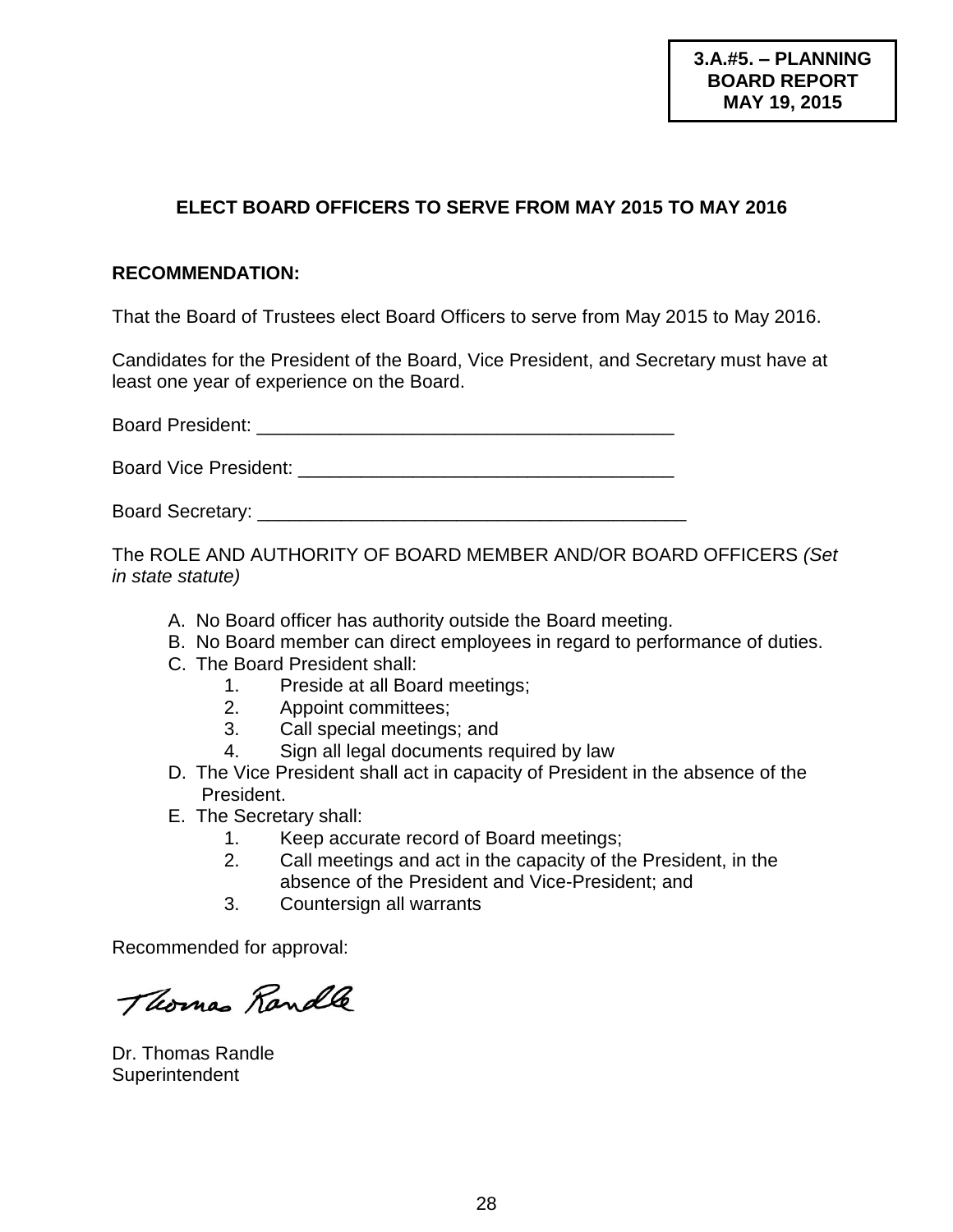**3.A.#5. – PLANNING BOARD REPORT MAY 19, 2015**

## ELECT BOARD OFFICERS TO SERVE FROM MAY 2015 TO MAY 2016

**RECOMMENDATION:**

That the Board of Trustees elect Board Officers to serve from May 2015 to May 2016.

Candidates for the President of the Board, Vice President, and Secretary must have at least one year of experience on the Board.

Board President: ________________________________________

Board Vice President: ____________________________________

Board Secretary: __________________________________________

The ROLE AND AUTHORITY OF BOARD MEMBER AND/OR BOARD OFFICERS *(Set in state statute)*

A. No Board officer has authority outside the Board meeting.
B. No Board member can direct employees in regard to performance of duties.
C. The Board President shall:
   1. Preside at all Board meetings;
   2. Appoint committees;
   3. Call special meetings; and
   4. Sign all legal documents required by law
D. The Vice President shall act in capacity of President in the absence of the President.
E. The Secretary shall:
   1. Keep accurate record of Board meetings;
   2. Call meetings and act in the capacity of the President, in the absence of the President and Vice-President; and
   3. Countersign all warrants

Recommended for approval:

Thomas Randle

Dr. Thomas Randle
Superintendent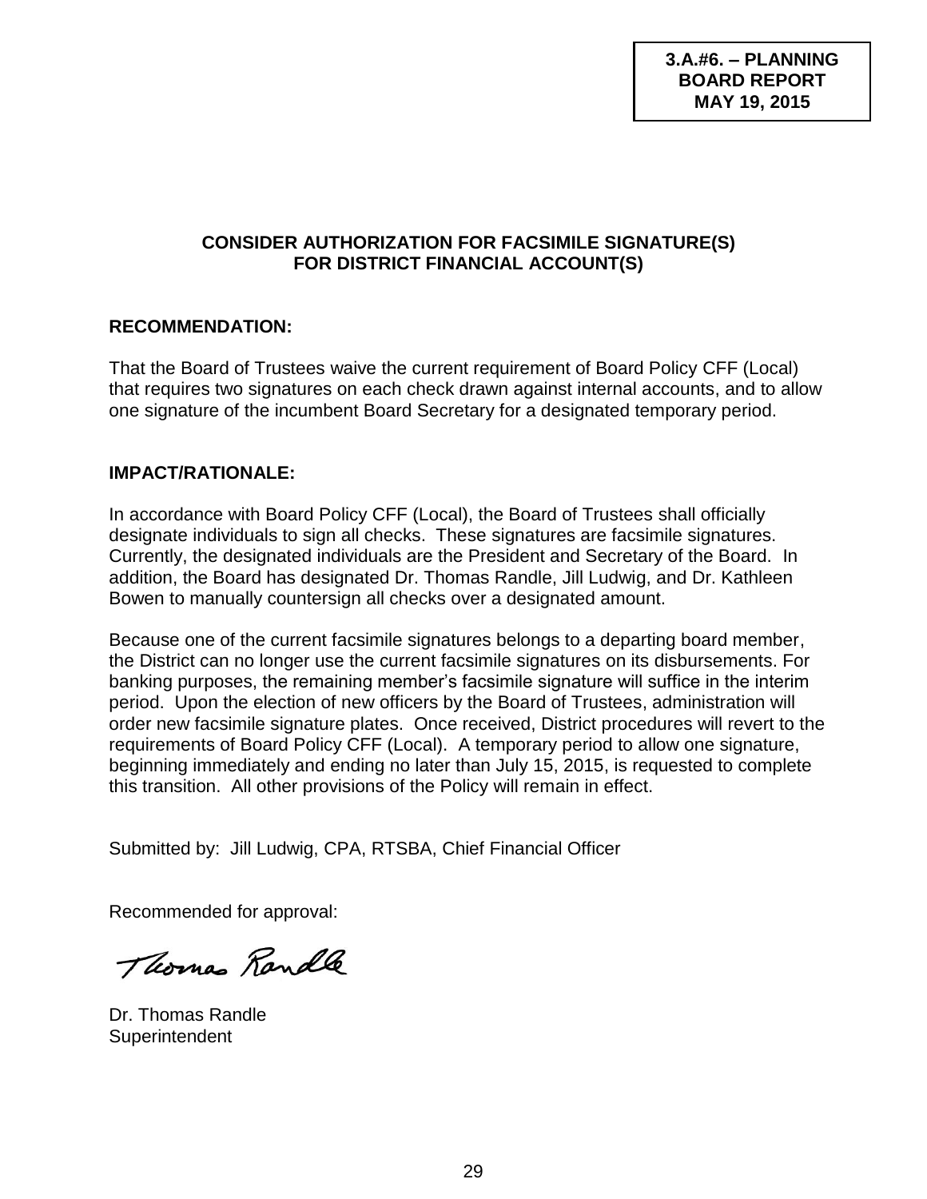**3.A.#6. – PLANNING BOARD REPORT MAY 19, 2015**

## CONSIDER AUTHORIZATION FOR FACSIMILE SIGNATURE(S) FOR DISTRICT FINANCIAL ACCOUNT(S)

### RECOMMENDATION:

That the Board of Trustees waive the current requirement of Board Policy CFF (Local) that requires two signatures on each check drawn against internal accounts, and to allow one signature of the incumbent Board Secretary for a designated temporary period.

### IMPACT/RATIONALE:

In accordance with Board Policy CFF (Local), the Board of Trustees shall officially designate individuals to sign all checks. These signatures are facsimile signatures. Currently, the designated individuals are the President and Secretary of the Board. In addition, the Board has designated Dr. Thomas Randle, Jill Ludwig, and Dr. Kathleen Bowen to manually countersign all checks over a designated amount.

Because one of the current facsimile signatures belongs to a departing board member, the District can no longer use the current facsimile signatures on its disbursements. For banking purposes, the remaining member's facsimile signature will suffice in the interim period. Upon the election of new officers by the Board of Trustees, administration will order new facsimile signature plates. Once received, District procedures will revert to the requirements of Board Policy CFF (Local). A temporary period to allow one signature, beginning immediately and ending no later than July 15, 2015, is requested to complete this transition. All other provisions of the Policy will remain in effect.

Submitted by: Jill Ludwig, CPA, RTSBA, Chief Financial Officer

Recommended for approval:

Thomas Randle

Dr. Thomas Randle
Superintendent